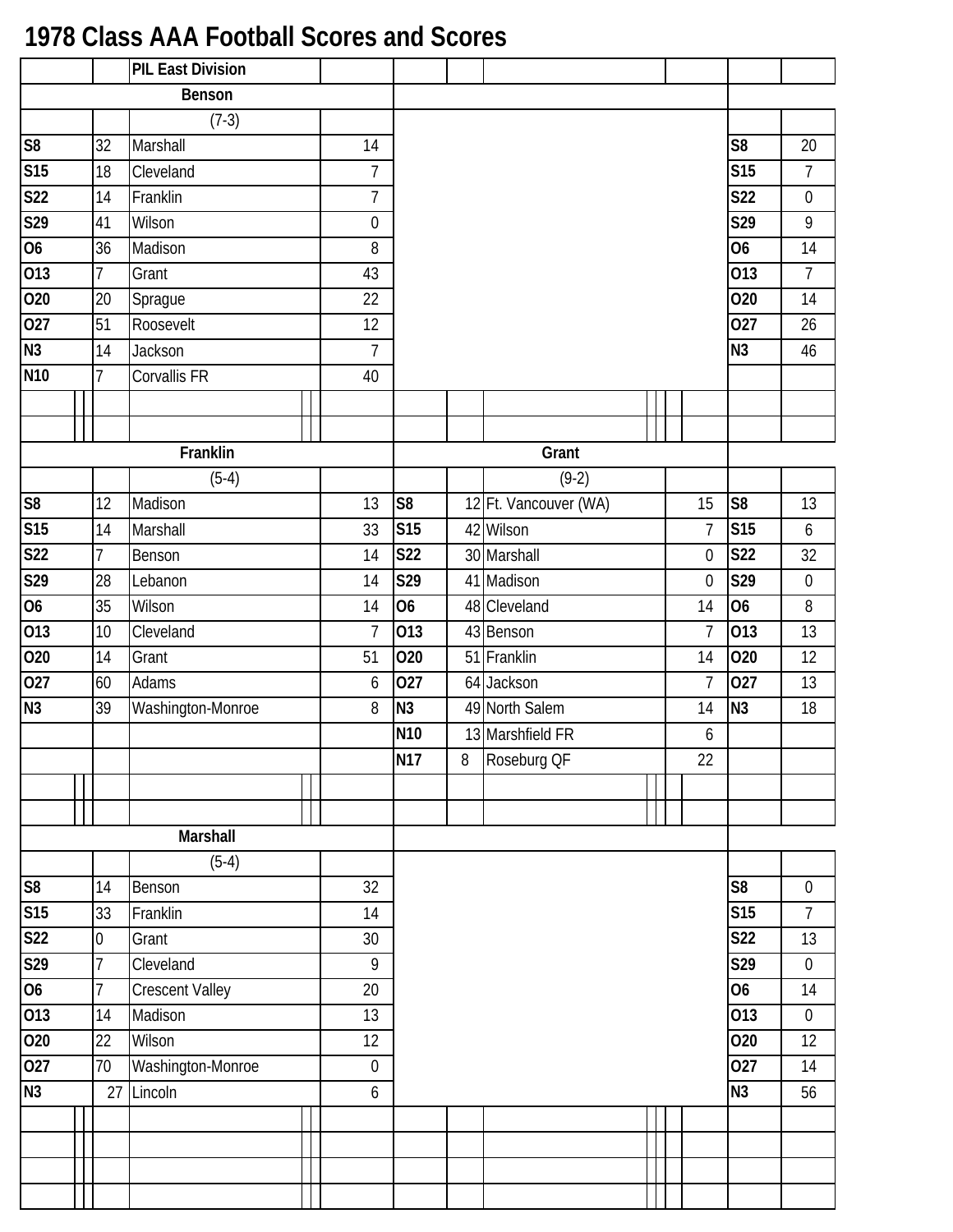# 1978 Class AAA Football Scores and Scores

## PIL East Division

### Benson

(7-3)

| Date | Score | Opponent | Opp |
|---|---|---|---|
| S8 | 32 | Marshall | 14 |
| S15 | 18 | Cleveland | 7 |
| S22 | 14 | Franklin | 7 |
| S29 | 41 | Wilson | 0 |
| O6 | 36 | Madison | 8 |
| O13 | 7 | Grant | 43 |
| O20 | 20 | Sprague | 22 |
| O27 | 51 | Roosevelt | 12 |
| N3 | 14 | Jackson | 7 |
| N10 | 7 | Corvallis FR | 40 |

| Date | Score |
|---|---|
| S8 | 20 |
| S15 | 7 |
| S22 | 0 |
| S29 | 9 |
| O6 | 14 |
| O13 | 7 |
| O20 | 14 |
| O27 | 26 |
| N3 | 46 |

### Franklin

(5-4)

| Date | Score | Opponent | Opp |
|---|---|---|---|
| S8 | 12 | Madison | 13 |
| S15 | 14 | Marshall | 33 |
| S22 | 7 | Benson | 14 |
| S29 | 28 | Lebanon | 14 |
| O6 | 35 | Wilson | 14 |
| O13 | 10 | Cleveland | 7 |
| O20 | 14 | Grant | 51 |
| O27 | 60 | Adams | 6 |
| N3 | 39 | Washington-Monroe | 8 |

### Grant

(9-2)

| Date | Score | Opponent | Opp |
|---|---|---|---|
| S8 | 12 | Ft. Vancouver (WA) | 15 |
| S15 | 42 | Wilson | 7 |
| S22 | 30 | Marshall | 0 |
| S29 | 41 | Madison | 0 |
| O6 | 48 | Cleveland | 14 |
| O13 | 43 | Benson | 7 |
| O20 | 51 | Franklin | 14 |
| O27 | 64 | Jackson | 7 |
| N3 | 49 | North Salem | 14 |
| N10 | 13 | Marshfield FR | 6 |
| N17 | 8 | Roseburg QF | 22 |

| Date | Score |
|---|---|
| S8 | 13 |
| S15 | 6 |
| S22 | 32 |
| S29 | 0 |
| O6 | 8 |
| O13 | 13 |
| O20 | 12 |
| O27 | 13 |
| N3 | 18 |

### Marshall

(5-4)

| Date | Score | Opponent | Opp |
|---|---|---|---|
| S8 | 14 | Benson | 32 |
| S15 | 33 | Franklin | 14 |
| S22 | 0 | Grant | 30 |
| S29 | 7 | Cleveland | 9 |
| O6 | 7 | Crescent Valley | 20 |
| O13 | 14 | Madison | 13 |
| O20 | 22 | Wilson | 12 |
| O27 | 70 | Washington-Monroe | 0 |
| N3 | 27 | Lincoln | 6 |

| Date | Score |
|---|---|
| S8 | 0 |
| S15 | 7 |
| S22 | 13 |
| S29 | 0 |
| O6 | 14 |
| O13 | 0 |
| O20 | 12 |
| O27 | 14 |
| N3 | 56 |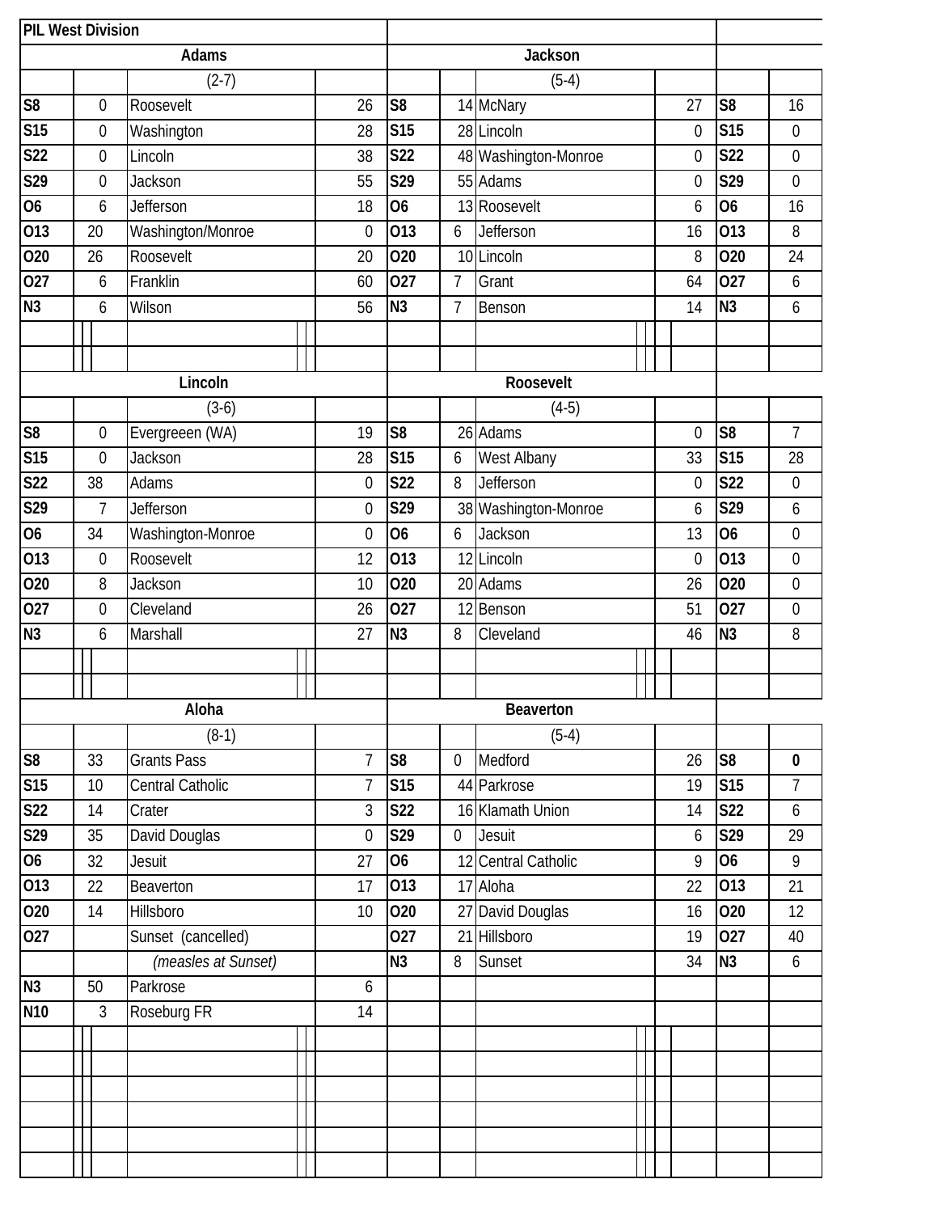## PIL West Division

| Adams | | | | Jackson | | | | | |
|---|---|---|---|---|---|---|---|---|---|
| | | (2-7) | | | | (5-4) | | | |
| S8 | 0 | Roosevelt | 26 | S8 | 14 | McNary | 27 | S8 | 16 |
| S15 | 0 | Washington | 28 | S15 | 28 | Lincoln | 0 | S15 | 0 |
| S22 | 0 | Lincoln | 38 | S22 | 48 | Washington-Monroe | 0 | S22 | 0 |
| S29 | 0 | Jackson | 55 | S29 | 55 | Adams | 0 | S29 | 0 |
| O6 | 6 | Jefferson | 18 | O6 | 13 | Roosevelt | 6 | O6 | 16 |
| O13 | 20 | Washington/Monroe | 0 | O13 | 6 | Jefferson | 16 | O13 | 8 |
| O20 | 26 | Roosevelt | 20 | O20 | 10 | Lincoln | 8 | O20 | 24 |
| O27 | 6 | Franklin | 60 | O27 | 7 | Grant | 64 | O27 | 6 |
| N3 | 6 | Wilson | 56 | N3 | 7 | Benson | 14 | N3 | 6 |

| Lincoln | | | | Roosevelt | | | | | |
|---|---|---|---|---|---|---|---|---|---|
| | | (3-6) | | | | (4-5) | | | |
| S8 | 0 | Evergreeen (WA) | 19 | S8 | 26 | Adams | 0 | S8 | 7 |
| S15 | 0 | Jackson | 28 | S15 | 6 | West Albany | 33 | S15 | 28 |
| S22 | 38 | Adams | 0 | S22 | 8 | Jefferson | 0 | S22 | 0 |
| S29 | 7 | Jefferson | 0 | S29 | 38 | Washington-Monroe | 6 | S29 | 6 |
| O6 | 34 | Washington-Monroe | 0 | O6 | 6 | Jackson | 13 | O6 | 0 |
| O13 | 0 | Roosevelt | 12 | O13 | 12 | Lincoln | 0 | O13 | 0 |
| O20 | 8 | Jackson | 10 | O20 | 20 | Adams | 26 | O20 | 0 |
| O27 | 0 | Cleveland | 26 | O27 | 12 | Benson | 51 | O27 | 0 |
| N3 | 6 | Marshall | 27 | N3 | 8 | Cleveland | 46 | N3 | 8 |

| Aloha | | | | Beaverton | | | | | |
|---|---|---|---|---|---|---|---|---|---|
| | | (8-1) | | | | (5-4) | | | |
| S8 | 33 | Grants Pass | 7 | S8 | 0 | Medford | 26 | S8 | **0** |
| S15 | 10 | Central Catholic | 7 | S15 | 44 | Parkrose | 19 | S15 | 7 |
| S22 | 14 | Crater | 3 | S22 | 16 | Klamath Union | 14 | S22 | 6 |
| S29 | 35 | David Douglas | 0 | S29 | 0 | Jesuit | 6 | S29 | 29 |
| O6 | 32 | Jesuit | 27 | O6 | 12 | Central Catholic | 9 | O6 | 9 |
| O13 | 22 | Beaverton | 17 | O13 | 17 | Aloha | 22 | O13 | 21 |
| O20 | 14 | Hillsboro | 10 | O20 | 27 | David Douglas | 16 | O20 | 12 |
| O27 | | Sunset (cancelled) | | O27 | 21 | Hillsboro | 19 | O27 | 40 |
| | | *(measles at Sunset)* | | N3 | 8 | Sunset | 34 | N3 | 6 |
| N3 | 50 | Parkrose | 6 | | | | | | |
| N10 | 3 | Roseburg FR | 14 | | | | | | |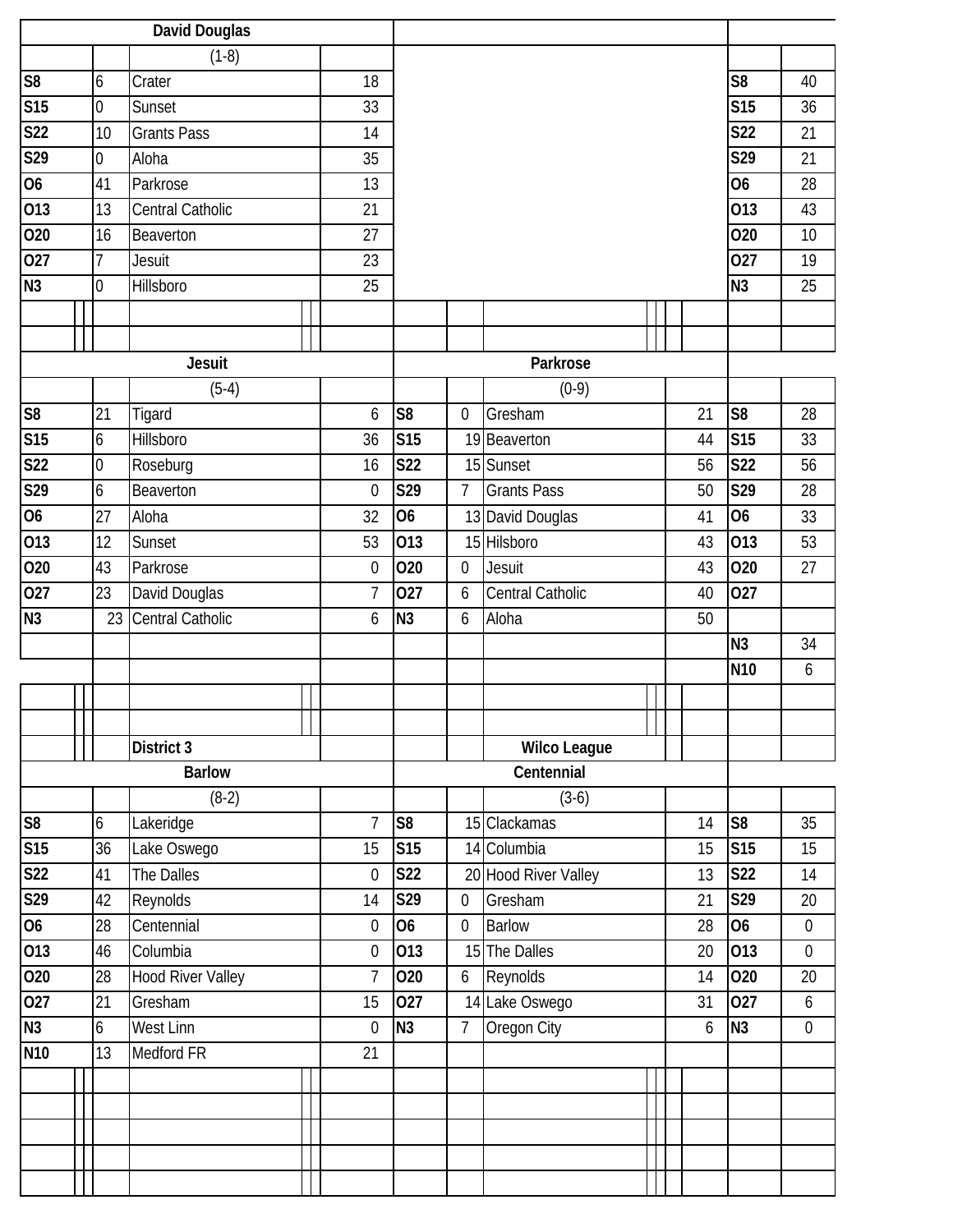| David Douglas | | | |
|---|---|---|---|
| | | (1-8) | |
| S8 | 6 | Crater | 18 |
| S15 | 0 | Sunset | 33 |
| S22 | 10 | Grants Pass | 14 |
| S29 | 0 | Aloha | 35 |
| O6 | 41 | Parkrose | 13 |
| O13 | 13 | Central Catholic | 21 |
| O20 | 16 | Beaverton | 27 |
| O27 | 7 | Jesuit | 23 |
| N3 | 0 | Hillsboro | 25 |

| | |
|---|---|
| S8 | 40 |
| S15 | 36 |
| S22 | 21 |
| S29 | 21 |
| O6 | 28 |
| O13 | 43 |
| O20 | 10 |
| O27 | 19 |
| N3 | 25 |

| Jesuit | | | |
|---|---|---|---|
| | | (5-4) | |
| S8 | 21 | Tigard | 6 |
| S15 | 6 | Hillsboro | 36 |
| S22 | 0 | Roseburg | 16 |
| S29 | 6 | Beaverton | 0 |
| O6 | 27 | Aloha | 32 |
| O13 | 12 | Sunset | 53 |
| O20 | 43 | Parkrose | 0 |
| O27 | 23 | David Douglas | 7 |
| N3 | 23 | Central Catholic | 6 |

| Parkrose | | | |
|---|---|---|---|
| | | (0-9) | |
| S8 | 0 | Gresham | 21 |
| S15 | 19 | Beaverton | 44 |
| S22 | 15 | Sunset | 56 |
| S29 | 7 | Grants Pass | 50 |
| O6 | 13 | David Douglas | 41 |
| O13 | 15 | Hilsboro | 43 |
| O20 | 0 | Jesuit | 43 |
| O27 | 6 | Central Catholic | 40 |
| N3 | 6 | Aloha | 50 |

| | |
|---|---|
| S8 | 28 |
| S15 | 33 |
| S22 | 56 |
| S29 | 28 |
| O6 | 33 |
| O13 | 53 |
| O20 | 27 |
| O27 | |
| N3 | 34 |
| N10 | 6 |

**District 3**

| Barlow | | | |
|---|---|---|---|
| | | (8-2) | |
| S8 | 6 | Lakeridge | 7 |
| S15 | 36 | Lake Oswego | 15 |
| S22 | 41 | The Dalles | 0 |
| S29 | 42 | Reynolds | 14 |
| O6 | 28 | Centennial | 0 |
| O13 | 46 | Columbia | 0 |
| O20 | 28 | Hood River Valley | 7 |
| O27 | 21 | Gresham | 15 |
| N3 | 6 | West Linn | 0 |
| N10 | 13 | Medford FR | 21 |

**Wilco League**

| Centennial | | | |
|---|---|---|---|
| | | (3-6) | |
| S8 | 15 | Clackamas | 14 |
| S15 | 14 | Columbia | 15 |
| S22 | 20 | Hood River Valley | 13 |
| S29 | 0 | Gresham | 21 |
| O6 | 0 | Barlow | 28 |
| O13 | 15 | The Dalles | 20 |
| O20 | 6 | Reynolds | 14 |
| O27 | 14 | Lake Oswego | 31 |
| N3 | 7 | Oregon City | 6 |

| | |
|---|---|
| S8 | 35 |
| S15 | 15 |
| S22 | 14 |
| S29 | 20 |
| O6 | 0 |
| O13 | 0 |
| O20 | 20 |
| O27 | 6 |
| N3 | 0 |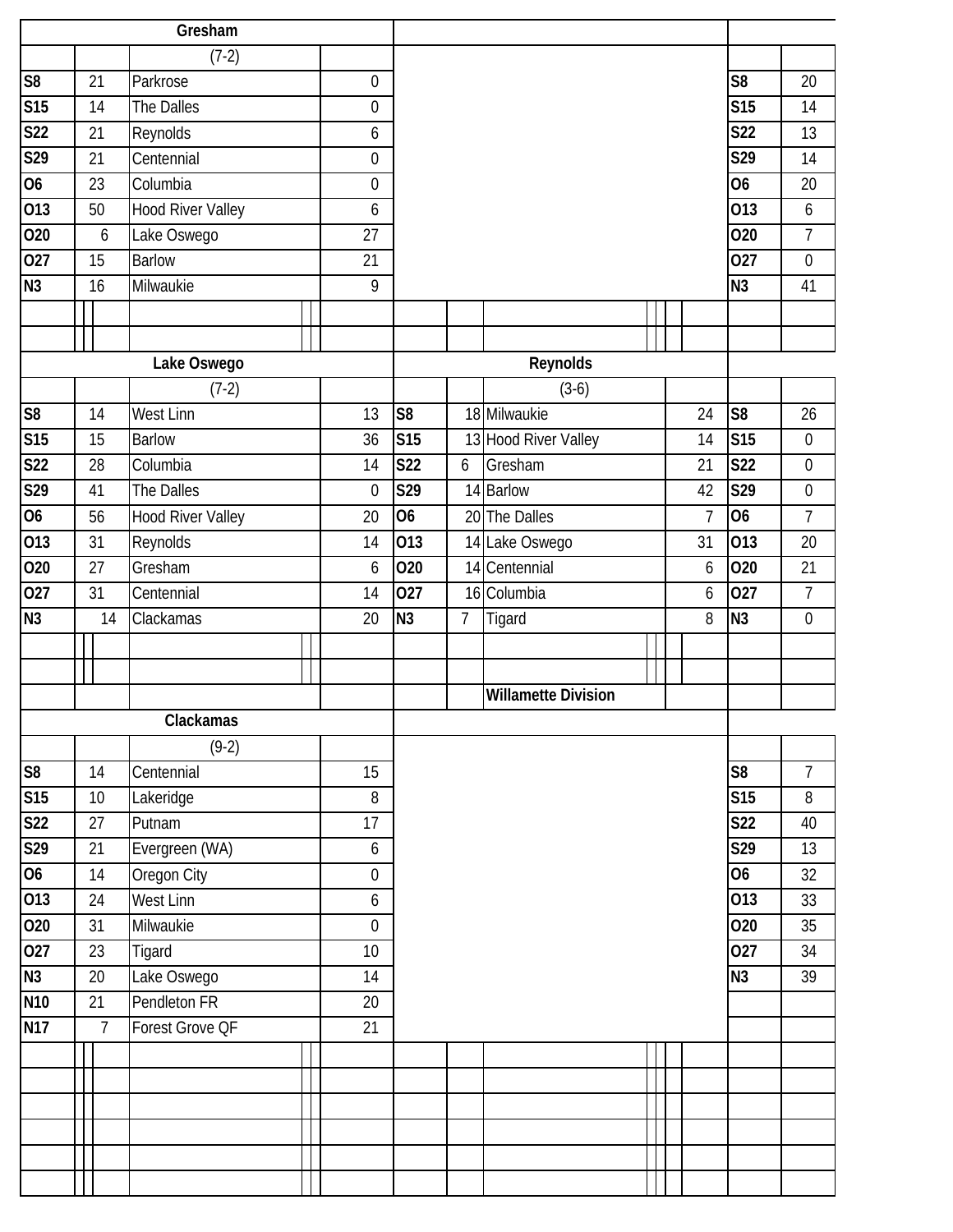| Gresham | | | |
|---|---|---|---|
| | | (7-2) | |
| S8 | 21 | Parkrose | 0 |
| S15 | 14 | The Dalles | 0 |
| S22 | 21 | Reynolds | 6 |
| S29 | 21 | Centennial | 0 |
| O6 | 23 | Columbia | 0 |
| O13 | 50 | Hood River Valley | 6 |
| O20 | 6 | Lake Oswego | 27 |
| O27 | 15 | Barlow | 21 |
| N3 | 16 | Milwaukie | 9 |

| | |
|---|---|
| S8 | 20 |
| S15 | 14 |
| S22 | 13 |
| S29 | 14 |
| O6 | 20 |
| O13 | 6 |
| O20 | 7 |
| O27 | 0 |
| N3 | 41 |

| Lake Oswego | | | |
|---|---|---|---|
| | | (7-2) | |
| S8 | 14 | West Linn | 13 |
| S15 | 15 | Barlow | 36 |
| S22 | 28 | Columbia | 14 |
| S29 | 41 | The Dalles | 0 |
| O6 | 56 | Hood River Valley | 20 |
| O13 | 31 | Reynolds | 14 |
| O20 | 27 | Gresham | 6 |
| O27 | 31 | Centennial | 14 |
| N3 | 14 | Clackamas | 20 |

| Reynolds | | | |
|---|---|---|---|
| | | (3-6) | |
| S8 | 18 | Milwaukie | 24 |
| S15 | 13 | Hood River Valley | 14 |
| S22 | 6 | Gresham | 21 |
| S29 | 14 | Barlow | 42 |
| O6 | 20 | The Dalles | 7 |
| O13 | 14 | Lake Oswego | 31 |
| O20 | 14 | Centennial | 6 |
| O27 | 16 | Columbia | 6 |
| N3 | 7 | Tigard | 8 |

| | |
|---|---|
| S8 | 26 |
| S15 | 0 |
| S22 | 0 |
| S29 | 0 |
| O6 | 7 |
| O13 | 20 |
| O20 | 21 |
| O27 | 7 |
| N3 | 0 |

**Willamette Division**

| Clackamas | | | |
|---|---|---|---|
| | | (9-2) | |
| S8 | 14 | Centennial | 15 |
| S15 | 10 | Lakeridge | 8 |
| S22 | 27 | Putnam | 17 |
| S29 | 21 | Evergreen (WA) | 6 |
| O6 | 14 | Oregon City | 0 |
| O13 | 24 | West Linn | 6 |
| O20 | 31 | Milwaukie | 0 |
| O27 | 23 | Tigard | 10 |
| N3 | 20 | Lake Oswego | 14 |
| N10 | 21 | Pendleton FR | 20 |
| N17 | 7 | Forest Grove QF | 21 |

| | |
|---|---|
| S8 | 7 |
| S15 | 8 |
| S22 | 40 |
| S29 | 13 |
| O6 | 32 |
| O13 | 33 |
| O20 | 35 |
| O27 | 34 |
| N3 | 39 |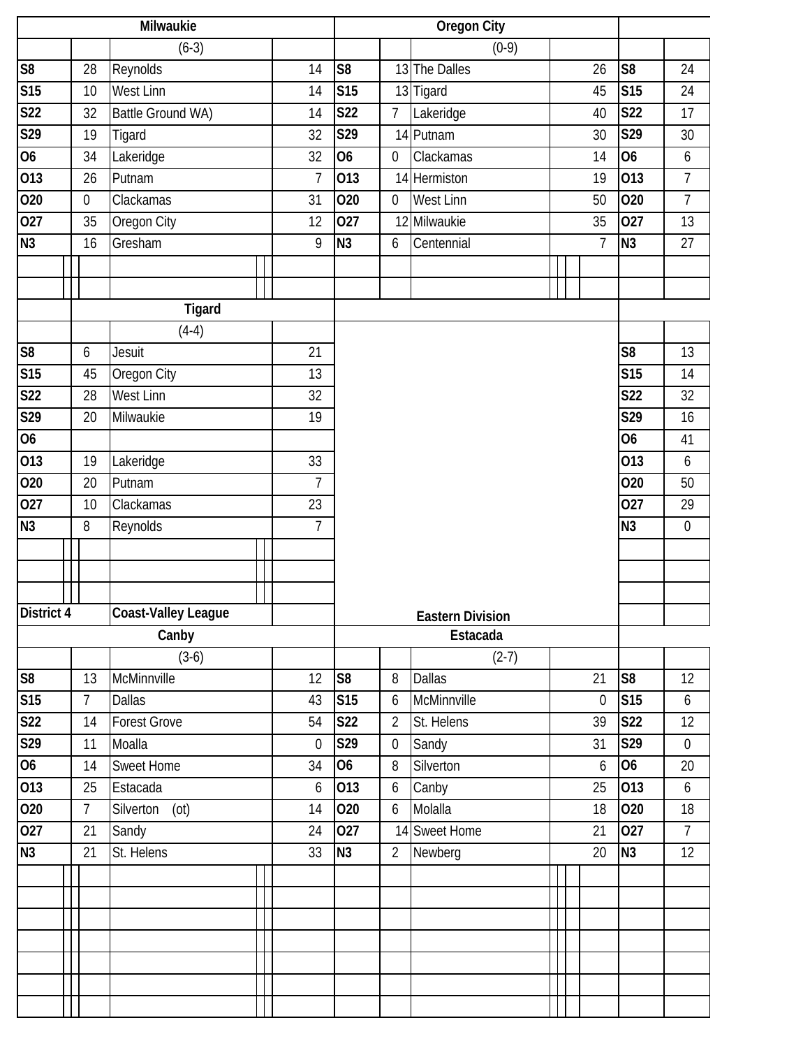| Milwaukie | | | |
|---|---|---|---|
| | | (6-3) | |
| S8 | 28 | Reynolds | 14 |
| S15 | 10 | West Linn | 14 |
| S22 | 32 | Battle Ground WA) | 14 |
| S29 | 19 | Tigard | 32 |
| O6 | 34 | Lakeridge | 32 |
| O13 | 26 | Putnam | 7 |
| O20 | 0 | Clackamas | 31 |
| O27 | 35 | Oregon City | 12 |
| N3 | 16 | Gresham | 9 |

| Oregon City | | | |
|---|---|---|---|
| | | (0-9) | |
| S8 | 13 | The Dalles | 26 |
| S15 | 13 | Tigard | 45 |
| S22 | 7 | Lakeridge | 40 |
| S29 | 14 | Putnam | 30 |
| O6 | 0 | Clackamas | 14 |
| O13 | 14 | Hermiston | 19 |
| O20 | 0 | West Linn | 50 |
| O27 | 12 | Milwaukie | 35 |
| N3 | 6 | Centennial | 7 |

| | |
|---|---|
| S8 | 24 |
| S15 | 24 |
| S22 | 17 |
| S29 | 30 |
| O6 | 6 |
| O13 | 7 |
| O20 | 7 |
| O27 | 13 |
| N3 | 27 |

| Tigard | | | |
|---|---|---|---|
| | | (4-4) | |
| S8 | 6 | Jesuit | 21 |
| S15 | 45 | Oregon City | 13 |
| S22 | 28 | West Linn | 32 |
| S29 | 20 | Milwaukie | 19 |
| O6 | | | |
| O13 | 19 | Lakeridge | 33 |
| O20 | 20 | Putnam | 7 |
| O27 | 10 | Clackamas | 23 |
| N3 | 8 | Reynolds | 7 |

| | |
|---|---|
| S8 | 13 |
| S15 | 14 |
| S22 | 32 |
| S29 | 16 |
| O6 | 41 |
| O13 | 6 |
| O20 | 50 |
| O27 | 29 |
| N3 | 0 |

**District 4** | **Coast-Valley League** | **Eastern Division**

| Canby | | | |
|---|---|---|---|
| | | (3-6) | |
| S8 | 13 | McMinnville | 12 |
| S15 | 7 | Dallas | 43 |
| S22 | 14 | Forest Grove | 54 |
| S29 | 11 | Moalla | 0 |
| O6 | 14 | Sweet Home | 34 |
| O13 | 25 | Estacada | 6 |
| O20 | 7 | Silverton (ot) | 14 |
| O27 | 21 | Sandy | 24 |
| N3 | 21 | St. Helens | 33 |

| Estacada | | | |
|---|---|---|---|
| | | (2-7) | |
| S8 | 8 | Dallas | 21 |
| S15 | 6 | McMinnville | 0 |
| S22 | 2 | St. Helens | 39 |
| S29 | 0 | Sandy | 31 |
| O6 | 8 | Silverton | 6 |
| O13 | 6 | Canby | 25 |
| O20 | 6 | Molalla | 18 |
| O27 | 14 | Sweet Home | 21 |
| N3 | 2 | Newberg | 20 |

| | |
|---|---|
| S8 | 12 |
| S15 | 6 |
| S22 | 12 |
| S29 | 0 |
| O6 | 20 |
| O13 | 6 |
| O20 | 18 |
| O27 | 7 |
| N3 | 12 |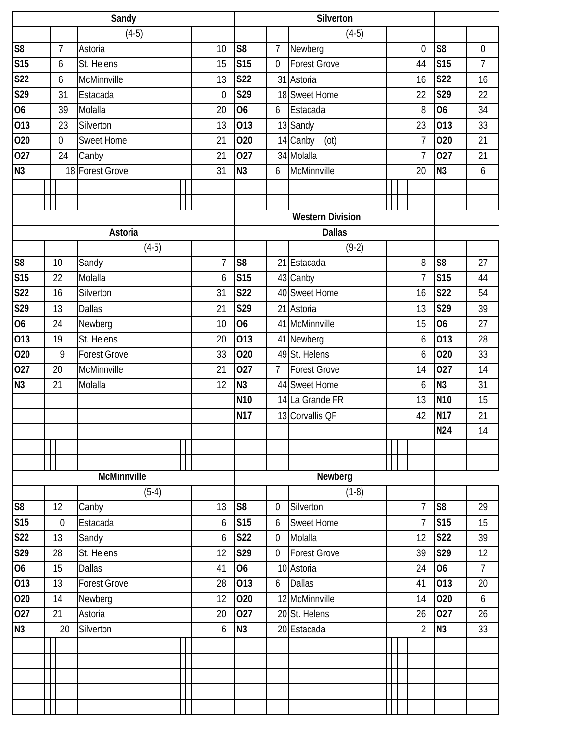| Sandy | | | |
|---|---|---|---|
| | | (4-5) | |
| S8 | 7 | Astoria | 10 |
| S15 | 6 | St. Helens | 15 |
| S22 | 6 | McMinnville | 13 |
| S29 | 31 | Estacada | 0 |
| O6 | 39 | Molalla | 20 |
| O13 | 23 | Silverton | 13 |
| O20 | 0 | Sweet Home | 21 |
| O27 | 24 | Canby | 21 |
| N3 | 18 | Forest Grove | 31 |

| Silverton | | | |
|---|---|---|---|
| | | (4-5) | |
| S8 | 7 | Newberg | 0 |
| S15 | 0 | Forest Grove | 44 |
| S22 | 31 | Astoria | 16 |
| S29 | 18 | Sweet Home | 22 |
| O6 | 6 | Estacada | 8 |
| O13 | 13 | Sandy | 23 |
| O20 | 14 | Canby (ot) | 7 |
| O27 | 34 | Molalla | 7 |
| N3 | 6 | McMinnville | 20 |

| | |
|---|---|
| S8 | 0 |
| S15 | 7 |
| S22 | 16 |
| S29 | 22 |
| O6 | 34 |
| O13 | 33 |
| O20 | 21 |
| O27 | 21 |
| N3 | 6 |

| Astoria | | | |
|---|---|---|---|
| | | (4-5) | |
| S8 | 10 | Sandy | 7 |
| S15 | 22 | Molalla | 6 |
| S22 | 16 | Silverton | 31 |
| S29 | 13 | Dallas | 21 |
| O6 | 24 | Newberg | 10 |
| O13 | 19 | St. Helens | 20 |
| O20 | 9 | Forest Grove | 33 |
| O27 | 20 | McMinnville | 21 |
| N3 | 21 | Molalla | 12 |

## Western Division

| Dallas | | | |
|---|---|---|---|
| | | (9-2) | |
| S8 | 21 | Estacada | 8 |
| S15 | 43 | Canby | 7 |
| S22 | 40 | Sweet Home | 16 |
| S29 | 21 | Astoria | 13 |
| O6 | 41 | McMinnville | 15 |
| O13 | 41 | Newberg | 6 |
| O20 | 49 | St. Helens | 6 |
| O27 | 7 | Forest Grove | 14 |
| N3 | 44 | Sweet Home | 6 |
| N10 | 14 | La Grande FR | 13 |
| N17 | 13 | Corvallis QF | 42 |

| | |
|---|---|
| S8 | 27 |
| S15 | 44 |
| S22 | 54 |
| S29 | 39 |
| O6 | 27 |
| O13 | 28 |
| O20 | 33 |
| O27 | 14 |
| N3 | 31 |
| N10 | 15 |
| N17 | 21 |
| N24 | 14 |

| McMinnville | | | |
|---|---|---|---|
| | | (5-4) | |
| S8 | 12 | Canby | 13 |
| S15 | 0 | Estacada | 6 |
| S22 | 13 | Sandy | 6 |
| S29 | 28 | St. Helens | 12 |
| O6 | 15 | Dallas | 41 |
| O13 | 13 | Forest Grove | 28 |
| O20 | 14 | Newberg | 12 |
| O27 | 21 | Astoria | 20 |
| N3 | 20 | Silverton | 6 |

| Newberg | | | |
|---|---|---|---|
| | | (1-8) | |
| S8 | 0 | Silverton | 7 |
| S15 | 6 | Sweet Home | 7 |
| S22 | 0 | Molalla | 12 |
| S29 | 0 | Forest Grove | 39 |
| O6 | 10 | Astoria | 24 |
| O13 | 6 | Dallas | 41 |
| O20 | 12 | McMinnville | 14 |
| O27 | 20 | St. Helens | 26 |
| N3 | 20 | Estacada | 2 |

| | |
|---|---|
| S8 | 29 |
| S15 | 15 |
| S22 | 39 |
| S29 | 12 |
| O6 | 7 |
| O13 | 20 |
| O20 | 6 |
| O27 | 26 |
| N3 | 33 |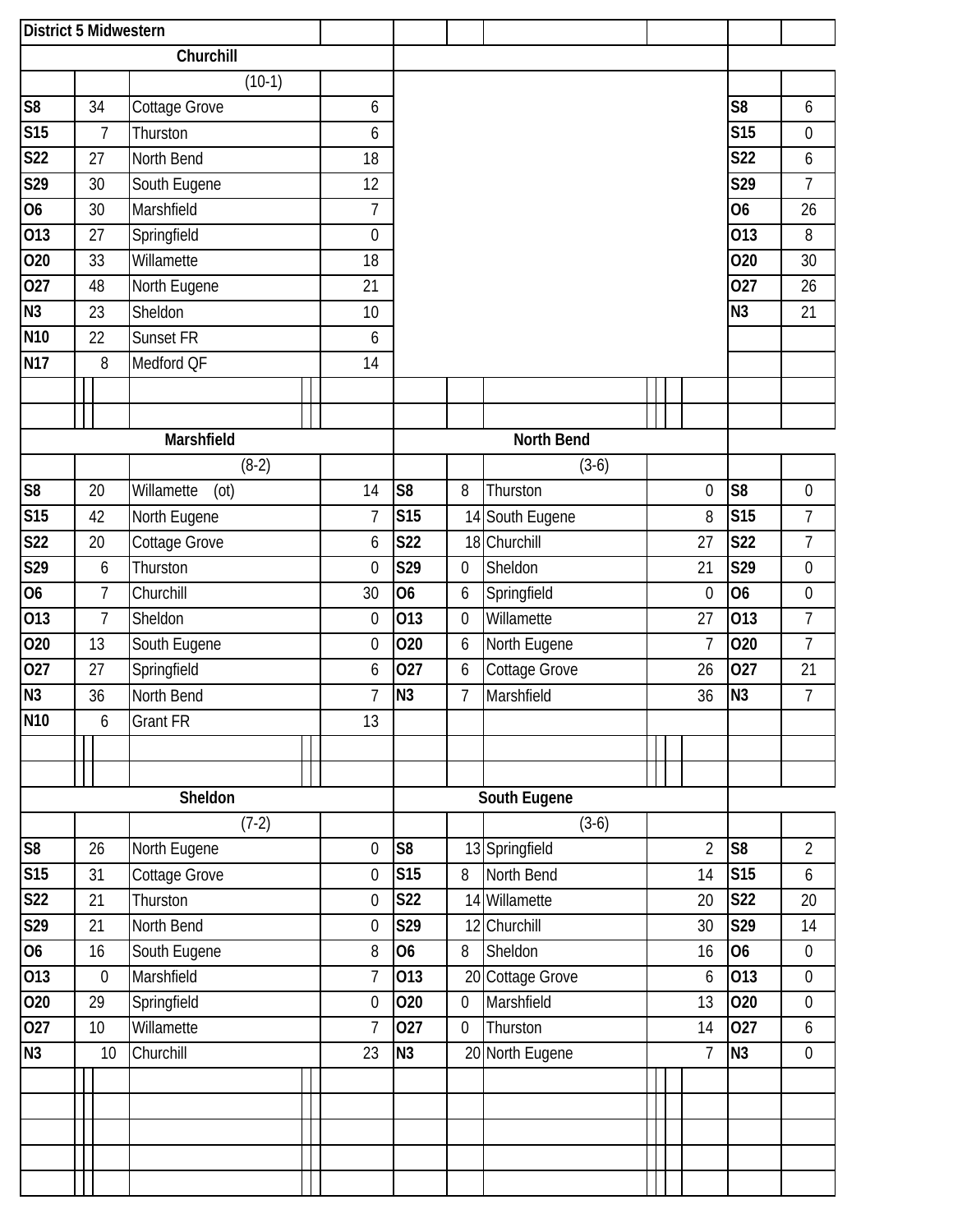# District 5 Midwestern

## Churchill

(10-1)

| Date | Score | Opponent | Opp. Score |
|---|---|---|---|
| S8 | 34 | Cottage Grove | 6 |
| S15 | 7 | Thurston | 6 |
| S22 | 27 | North Bend | 18 |
| S29 | 30 | South Eugene | 12 |
| O6 | 30 | Marshfield | 7 |
| O13 | 27 | Springfield | 0 |
| O20 | 33 | Willamette | 18 |
| O27 | 48 | North Eugene | 21 |
| N3 | 23 | Sheldon | 10 |
| N10 | 22 | Sunset FR | 6 |
| N17 | 8 | Medford QF | 14 |

| Date | Score |
|---|---|
| S8 | 6 |
| S15 | 0 |
| S22 | 6 |
| S29 | 7 |
| O6 | 26 |
| O13 | 8 |
| O20 | 30 |
| O27 | 26 |
| N3 | 21 |

## Marshfield

(8-2)

| Date | Score | Opponent | Opp. Score |
|---|---|---|---|
| S8 | 20 | Willamette (ot) | 14 |
| S15 | 42 | North Eugene | 7 |
| S22 | 20 | Cottage Grove | 6 |
| S29 | 6 | Thurston | 0 |
| O6 | 7 | Churchill | 30 |
| O13 | 7 | Sheldon | 0 |
| O20 | 13 | South Eugene | 0 |
| O27 | 27 | Springfield | 6 |
| N3 | 36 | North Bend | 7 |
| N10 | 6 | Grant FR | 13 |

## North Bend

(3-6)

| Date | Score | Opponent | Opp. Score |
|---|---|---|---|
| S8 | 8 | Thurston | 0 |
| S15 | 14 | South Eugene | 8 |
| S22 | 18 | Churchill | 27 |
| S29 | 0 | Sheldon | 21 |
| O6 | 6 | Springfield | 0 |
| O13 | 0 | Willamette | 27 |
| O20 | 6 | North Eugene | 7 |
| O27 | 6 | Cottage Grove | 26 |
| N3 | 7 | Marshfield | 36 |

| Date | Score |
|---|---|
| S8 | 0 |
| S15 | 7 |
| S22 | 7 |
| S29 | 0 |
| O6 | 0 |
| O13 | 7 |
| O20 | 7 |
| O27 | 21 |
| N3 | 7 |

## Sheldon

(7-2)

| Date | Score | Opponent | Opp. Score |
|---|---|---|---|
| S8 | 26 | North Eugene | 0 |
| S15 | 31 | Cottage Grove | 0 |
| S22 | 21 | Thurston | 0 |
| S29 | 21 | North Bend | 0 |
| O6 | 16 | South Eugene | 8 |
| O13 | 0 | Marshfield | 7 |
| O20 | 29 | Springfield | 0 |
| O27 | 10 | Willamette | 7 |
| N3 | 10 | Churchill | 23 |

## South Eugene

(3-6)

| Date | Score | Opponent | Opp. Score |
|---|---|---|---|
| S8 | 13 | Springfield | 2 |
| S15 | 8 | North Bend | 14 |
| S22 | 14 | Willamette | 20 |
| S29 | 12 | Churchill | 30 |
| O6 | 8 | Sheldon | 16 |
| O13 | 20 | Cottage Grove | 6 |
| O20 | 0 | Marshfield | 13 |
| O27 | 0 | Thurston | 14 |
| N3 | 20 | North Eugene | 7 |

| Date | Score |
|---|---|
| S8 | 2 |
| S15 | 6 |
| S22 | 20 |
| S29 | 14 |
| O6 | 0 |
| O13 | 0 |
| O20 | 0 |
| O27 | 6 |
| N3 | 0 |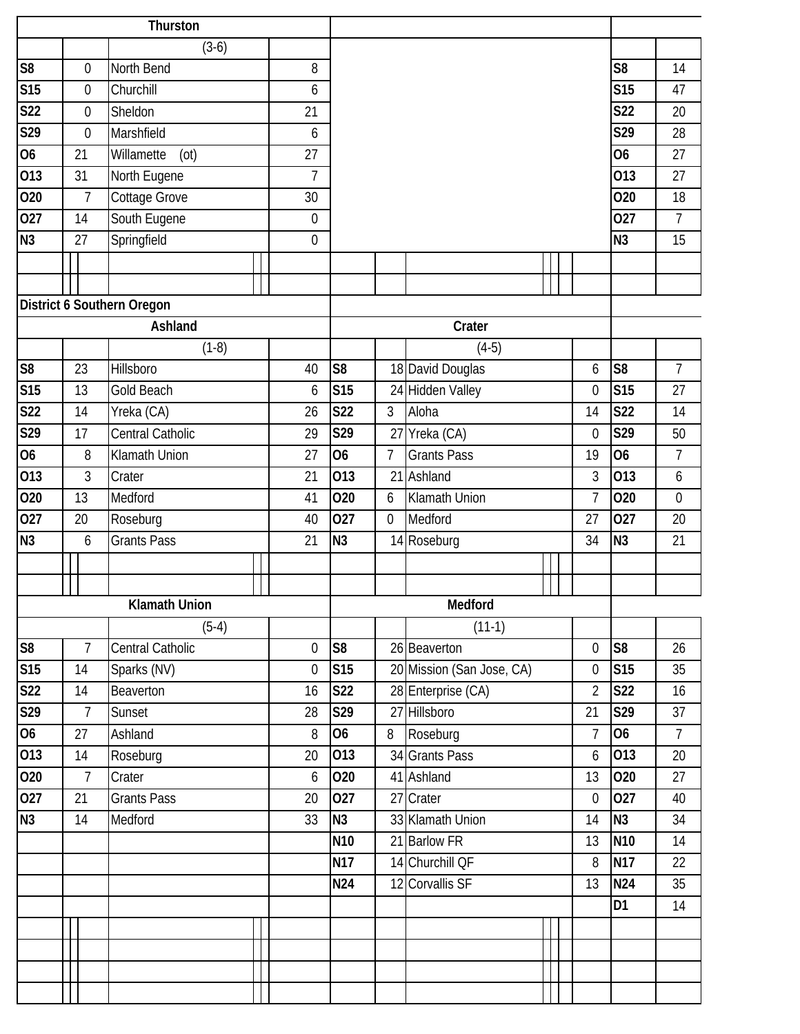### Thurston

| | | (3-6) | |
|---|---|---|---|
| S8 | 0 | North Bend | 8 |
| S15 | 0 | Churchill | 6 |
| S22 | 0 | Sheldon | 21 |
| S29 | 0 | Marshfield | 6 |
| O6 | 21 | Willamette (ot) | 27 |
| O13 | 31 | North Eugene | 7 |
| O20 | 7 | Cottage Grove | 30 |
| O27 | 14 | South Eugene | 0 |
| N3 | 27 | Springfield | 0 |

| | |
|---|---|
| S8 | 14 |
| S15 | 47 |
| S22 | 20 |
| S29 | 28 |
| O6 | 27 |
| O13 | 27 |
| O20 | 18 |
| O27 | 7 |
| N3 | 15 |

## District 6 Southern Oregon

### Ashland

| | | (1-8) | |
|---|---|---|---|
| S8 | 23 | Hillsboro | 40 |
| S15 | 13 | Gold Beach | 6 |
| S22 | 14 | Yreka (CA) | 26 |
| S29 | 17 | Central Catholic | 29 |
| O6 | 8 | Klamath Union | 27 |
| O13 | 3 | Crater | 21 |
| O20 | 13 | Medford | 41 |
| O27 | 20 | Roseburg | 40 |
| N3 | 6 | Grants Pass | 21 |

### Crater

| | | (4-5) | |
|---|---|---|---|
| S8 | 18 | David Douglas | 6 |
| S15 | 24 | Hidden Valley | 0 |
| S22 | 3 | Aloha | 14 |
| S29 | 27 | Yreka (CA) | 0 |
| O6 | 7 | Grants Pass | 19 |
| O13 | 21 | Ashland | 3 |
| O20 | 6 | Klamath Union | 7 |
| O27 | 0 | Medford | 27 |
| N3 | 14 | Roseburg | 34 |

| | |
|---|---|
| S8 | 7 |
| S15 | 27 |
| S22 | 14 |
| S29 | 50 |
| O6 | 7 |
| O13 | 6 |
| O20 | 0 |
| O27 | 20 |
| N3 | 21 |

### Klamath Union

| | | (5-4) | |
|---|---|---|---|
| S8 | 7 | Central Catholic | 0 |
| S15 | 14 | Sparks (NV) | 0 |
| S22 | 14 | Beaverton | 16 |
| S29 | 7 | Sunset | 28 |
| O6 | 27 | Ashland | 8 |
| O13 | 14 | Roseburg | 20 |
| O20 | 7 | Crater | 6 |
| O27 | 21 | Grants Pass | 20 |
| N3 | 14 | Medford | 33 |

### Medford

| | | (11-1) | |
|---|---|---|---|
| S8 | 26 | Beaverton | 0 |
| S15 | 20 | Mission (San Jose, CA) | 0 |
| S22 | 28 | Enterprise (CA) | 2 |
| S29 | 27 | Hillsboro | 21 |
| O6 | 8 | Roseburg | 7 |
| O13 | 34 | Grants Pass | 6 |
| O20 | 41 | Ashland | 13 |
| O27 | 27 | Crater | 0 |
| N3 | 33 | Klamath Union | 14 |
| N10 | 21 | Barlow FR | 13 |
| N17 | 14 | Churchill QF | 8 |
| N24 | 12 | Corvallis SF | 13 |

| | |
|---|---|
| S8 | 26 |
| S15 | 35 |
| S22 | 16 |
| S29 | 37 |
| O6 | 7 |
| O13 | 20 |
| O20 | 27 |
| O27 | 40 |
| N3 | 34 |
| N10 | 14 |
| N17 | 22 |
| N24 | 35 |
| D1 | 14 |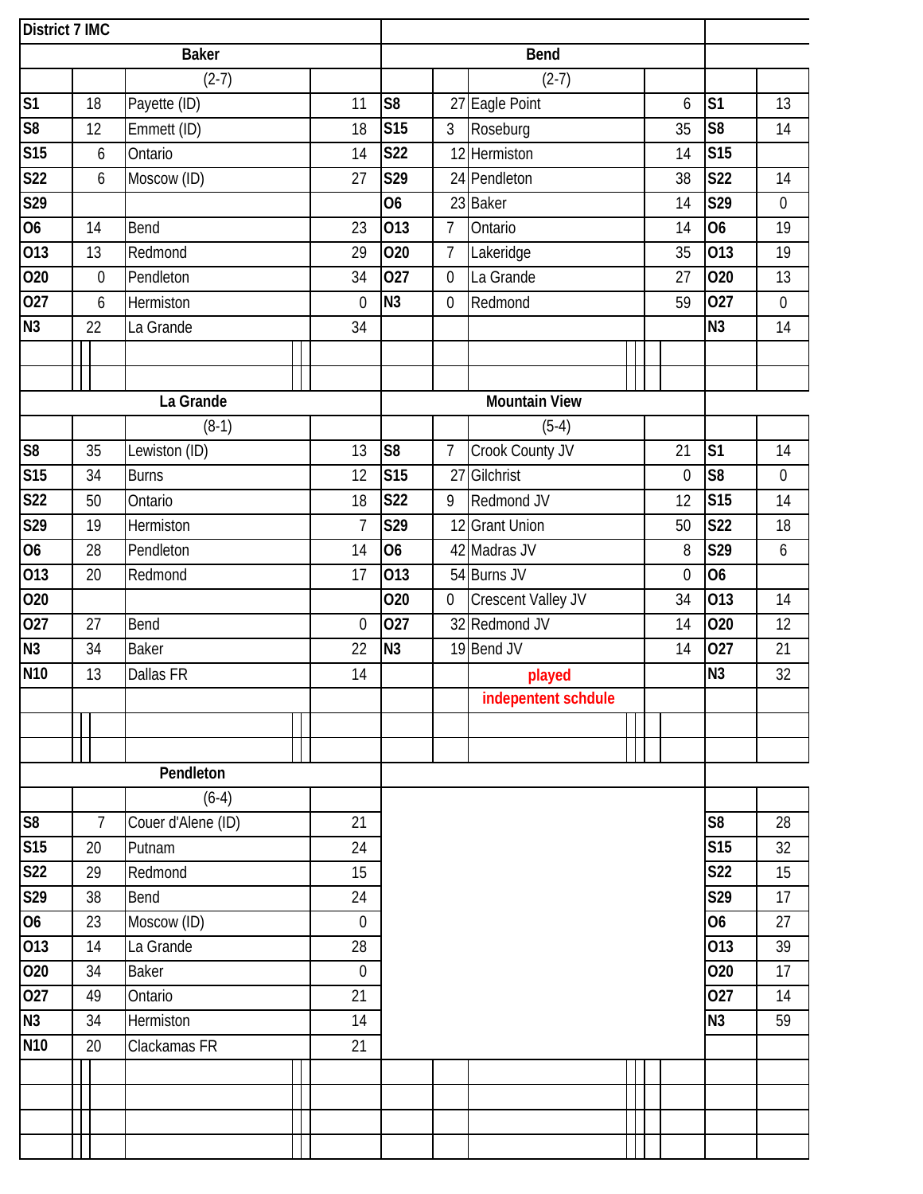District 7 IMC

## Baker

(2-7)

| Date | Score | Opponent | Opp Score |
|---|---|---|---|
| S1 | 18 | Payette (ID) | 11 |
| S8 | 12 | Emmett (ID) | 18 |
| S15 | 6 | Ontario | 14 |
| S22 | 6 | Moscow (ID) | 27 |
| S29 | | | |
| O6 | 14 | Bend | 23 |
| O13 | 13 | Redmond | 29 |
| O20 | 0 | Pendleton | 34 |
| O27 | 6 | Hermiston | 0 |
| N3 | 22 | La Grande | 34 |

## Bend

(2-7)

| Date | Score | Opponent | Opp Score |
|---|---|---|---|
| S8 | 27 | Eagle Point | 6 |
| S15 | 3 | Roseburg | 35 |
| S22 | 12 | Hermiston | 14 |
| S29 | 24 | Pendleton | 38 |
| O6 | 23 | Baker | 14 |
| O13 | 7 | Ontario | 14 |
| O20 | 7 | Lakeridge | 35 |
| O27 | 0 | La Grande | 27 |
| N3 | 0 | Redmond | 59 |

| Date | Score |
|---|---|
| S1 | 13 |
| S8 | 14 |
| S15 | |
| S22 | 14 |
| S29 | 0 |
| O6 | 19 |
| O13 | 19 |
| O20 | 13 |
| O27 | 0 |
| N3 | 14 |

## La Grande

(8-1)

| Date | Score | Opponent | Opp Score |
|---|---|---|---|
| S8 | 35 | Lewiston (ID) | 13 |
| S15 | 34 | Burns | 12 |
| S22 | 50 | Ontario | 18 |
| S29 | 19 | Hermiston | 7 |
| O6 | 28 | Pendleton | 14 |
| O13 | 20 | Redmond | 17 |
| O20 | | | |
| O27 | 27 | Bend | 0 |
| N3 | 34 | Baker | 22 |
| N10 | 13 | Dallas FR | 14 |

## Mountain View

(5-4)

| Date | Score | Opponent | Opp Score |
|---|---|---|---|
| S8 | 7 | Crook County JV | 21 |
| S15 | 27 | Gilchrist | 0 |
| S22 | 9 | Redmond JV | 12 |
| S29 | 12 | Grant Union | 50 |
| O6 | 42 | Madras JV | 8 |
| O13 | 54 | Burns JV | 0 |
| O20 | 0 | Crescent Valley JV | 34 |
| O27 | 32 | Redmond JV | 14 |
| N3 | 19 | Bend JV | 14 |

played independent schdule

| Date | Score |
|---|---|
| S1 | 14 |
| S8 | 0 |
| S15 | 14 |
| S22 | 18 |
| S29 | 6 |
| O6 | |
| O13 | 14 |
| O20 | 12 |
| O27 | 21 |
| N3 | 32 |

## Pendleton

(6-4)

| Date | Score | Opponent | Opp Score |
|---|---|---|---|
| S8 | 7 | Couer d'Alene (ID) | 21 |
| S15 | 20 | Putnam | 24 |
| S22 | 29 | Redmond | 15 |
| S29 | 38 | Bend | 24 |
| O6 | 23 | Moscow (ID) | 0 |
| O13 | 14 | La Grande | 28 |
| O20 | 34 | Baker | 0 |
| O27 | 49 | Ontario | 21 |
| N3 | 34 | Hermiston | 14 |
| N10 | 20 | Clackamas FR | 21 |

| Date | Score |
|---|---|
| S8 | 28 |
| S15 | 32 |
| S22 | 15 |
| S29 | 17 |
| O6 | 27 |
| O13 | 39 |
| O20 | 17 |
| O27 | 14 |
| N3 | 59 |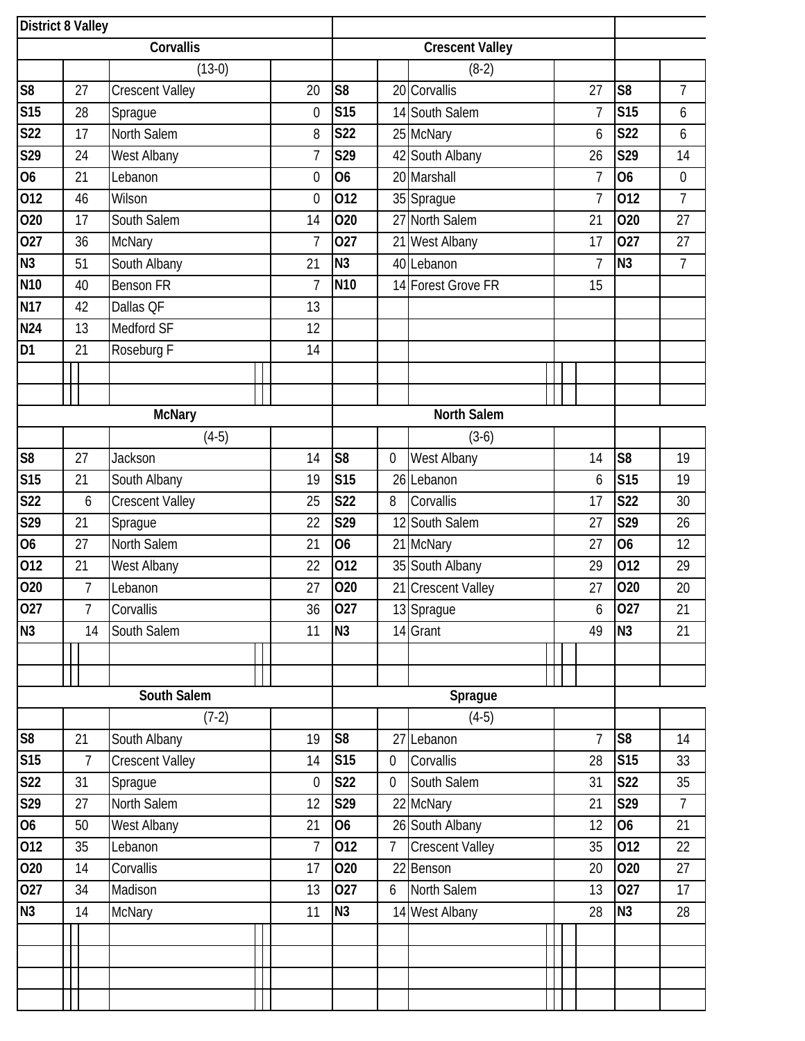## District 8 Valley

### Corvallis (13-0)

| Date | Score | Opponent | Opp Score |
|---|---|---|---|
| S8 | 27 | Crescent Valley | 20 |
| S15 | 28 | Sprague | 0 |
| S22 | 17 | North Salem | 8 |
| S29 | 24 | West Albany | 7 |
| O6 | 21 | Lebanon | 0 |
| O12 | 46 | Wilson | 0 |
| O20 | 17 | South Salem | 14 |
| O27 | 36 | McNary | 7 |
| N3 | 51 | South Albany | 21 |
| N10 | 40 | Benson FR | 7 |
| N17 | 42 | Dallas QF | 13 |
| N24 | 13 | Medford SF | 12 |
| D1 | 21 | Roseburg F | 14 |

### Crescent Valley (8-2)

| Date | Score | Opponent | Opp Score |
|---|---|---|---|
| S8 | 20 | Corvallis | 27 |
| S15 | 14 | South Salem | 7 |
| S22 | 25 | McNary | 6 |
| S29 | 42 | South Albany | 26 |
| O6 | 20 | Marshall | 7 |
| O12 | 35 | Sprague | 7 |
| O20 | 27 | North Salem | 21 |
| O27 | 21 | West Albany | 17 |
| N3 | 40 | Lebanon | 7 |
| N10 | 14 | Forest Grove FR | 15 |

| Date | Score |
|---|---|
| S8 | 7 |
| S15 | 6 |
| S22 | 6 |
| S29 | 14 |
| O6 | 0 |
| O12 | 7 |
| O20 | 27 |
| O27 | 27 |
| N3 | 7 |

### McNary (4-5)

| Date | Score | Opponent | Opp Score |
|---|---|---|---|
| S8 | 27 | Jackson | 14 |
| S15 | 21 | South Albany | 19 |
| S22 | 6 | Crescent Valley | 25 |
| S29 | 21 | Sprague | 22 |
| O6 | 27 | North Salem | 21 |
| O12 | 21 | West Albany | 22 |
| O20 | 7 | Lebanon | 27 |
| O27 | 7 | Corvallis | 36 |
| N3 | 14 | South Salem | 11 |

### North Salem (3-6)

| Date | Score | Opponent | Opp Score |
|---|---|---|---|
| S8 | 0 | West Albany | 14 |
| S15 | 26 | Lebanon | 6 |
| S22 | 8 | Corvallis | 17 |
| S29 | 12 | South Salem | 27 |
| O6 | 21 | McNary | 27 |
| O12 | 35 | South Albany | 29 |
| O20 | 21 | Crescent Valley | 27 |
| O27 | 13 | Sprague | 6 |
| N3 | 14 | Grant | 49 |

| Date | Score |
|---|---|
| S8 | 19 |
| S15 | 19 |
| S22 | 30 |
| S29 | 26 |
| O6 | 12 |
| O12 | 29 |
| O20 | 20 |
| O27 | 21 |
| N3 | 21 |

### South Salem (7-2)

| Date | Score | Opponent | Opp Score |
|---|---|---|---|
| S8 | 21 | South Albany | 19 |
| S15 | 7 | Crescent Valley | 14 |
| S22 | 31 | Sprague | 0 |
| S29 | 27 | North Salem | 12 |
| O6 | 50 | West Albany | 21 |
| O12 | 35 | Lebanon | 7 |
| O20 | 14 | Corvallis | 17 |
| O27 | 34 | Madison | 13 |
| N3 | 14 | McNary | 11 |

### Sprague (4-5)

| Date | Score | Opponent | Opp Score |
|---|---|---|---|
| S8 | 27 | Lebanon | 7 |
| S15 | 0 | Corvallis | 28 |
| S22 | 0 | South Salem | 31 |
| S29 | 22 | McNary | 21 |
| O6 | 26 | South Albany | 12 |
| O12 | 7 | Crescent Valley | 35 |
| O20 | 22 | Benson | 20 |
| O27 | 6 | North Salem | 13 |
| N3 | 14 | West Albany | 28 |

| Date | Score |
|---|---|
| S8 | 14 |
| S15 | 33 |
| S22 | 35 |
| S29 | 7 |
| O6 | 21 |
| O12 | 22 |
| O20 | 27 |
| O27 | 17 |
| N3 | 28 |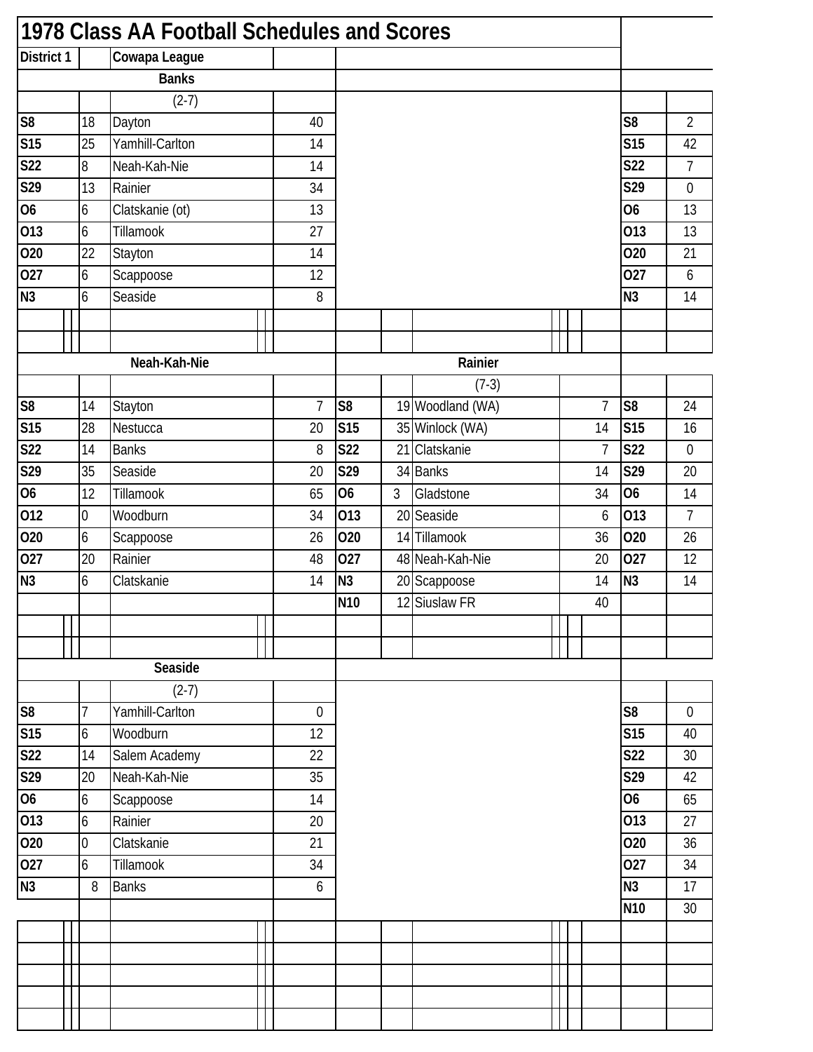# 1978 Class AA Football Schedules and Scores

District 1 — Cowapa League

### Banks

(2-7)

| Date | Score | Opponent | Opp. Score |
|---|---|---|---|
| S8 | 18 | Dayton | 40 |
| S15 | 25 | Yamhill-Carlton | 14 |
| S22 | 8 | Neah-Kah-Nie | 14 |
| S29 | 13 | Rainier | 34 |
| O6 | 6 | Clatskanie (ot) | 13 |
| O13 | 6 | Tillamook | 27 |
| O20 | 22 | Stayton | 14 |
| O27 | 6 | Scappoose | 12 |
| N3 | 6 | Seaside | 8 |

| Date | Score |
|---|---|
| S8 | 2 |
| S15 | 42 |
| S22 | 7 |
| S29 | 0 |
| O6 | 13 |
| O13 | 13 |
| O20 | 21 |
| O27 | 6 |
| N3 | 14 |

### Neah-Kah-Nie

| Date | Score | Opponent | Opp. Score |
|---|---|---|---|
| S8 | 14 | Stayton | 7 |
| S15 | 28 | Nestucca | 20 |
| S22 | 14 | Banks | 8 |
| S29 | 35 | Seaside | 20 |
| O6 | 12 | Tillamook | 65 |
| O12 | 0 | Woodburn | 34 |
| O20 | 6 | Scappoose | 26 |
| O27 | 20 | Rainier | 48 |
| N3 | 6 | Clatskanie | 14 |

### Rainier

(7-3)

| Date | Score | Opponent | Opp. Score |
|---|---|---|---|
| S8 | 19 | Woodland (WA) | 7 |
| S15 | 35 | Winlock (WA) | 14 |
| S22 | 21 | Clatskanie | 7 |
| S29 | 34 | Banks | 14 |
| O6 | 3 | Gladstone | 34 |
| O13 | 20 | Seaside | 6 |
| O20 | 14 | Tillamook | 36 |
| O27 | 48 | Neah-Kah-Nie | 20 |
| N3 | 20 | Scappoose | 14 |
| N10 | 12 | Siuslaw FR | 40 |

| Date | Score |
|---|---|
| S8 | 24 |
| S15 | 16 |
| S22 | 0 |
| S29 | 20 |
| O6 | 14 |
| O13 | 7 |
| O20 | 26 |
| O27 | 12 |
| N3 | 14 |

### Seaside

(2-7)

| Date | Score | Opponent | Opp. Score |
|---|---|---|---|
| S8 | 7 | Yamhill-Carlton | 0 |
| S15 | 6 | Woodburn | 12 |
| S22 | 14 | Salem Academy | 22 |
| S29 | 20 | Neah-Kah-Nie | 35 |
| O6 | 6 | Scappoose | 14 |
| O13 | 6 | Rainier | 20 |
| O20 | 0 | Clatskanie | 21 |
| O27 | 6 | Tillamook | 34 |
| N3 | 8 | Banks | 6 |

| Date | Score |
|---|---|
| S8 | 0 |
| S15 | 40 |
| S22 | 30 |
| S29 | 42 |
| O6 | 65 |
| O13 | 27 |
| O20 | 36 |
| O27 | 34 |
| N3 | 17 |
| N10 | 30 |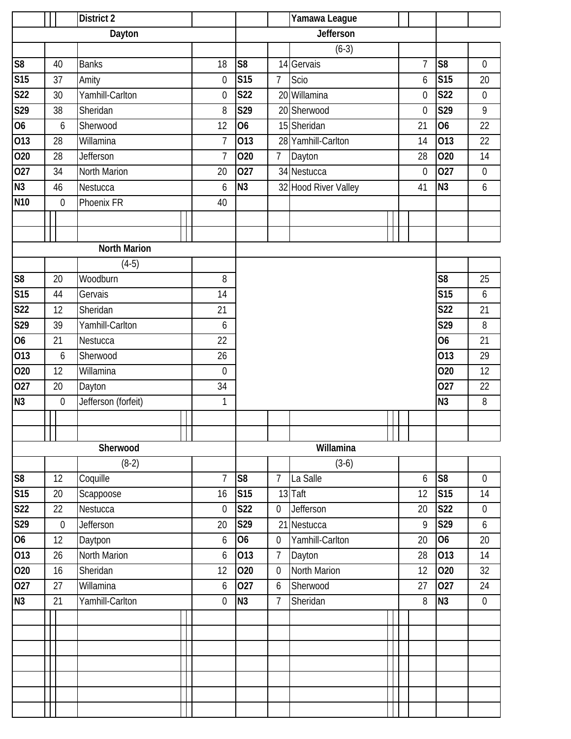## District 2 — Yamawa League

### Dayton

| Date | Score | Opponent | Opp |
|---|---|---|---|
| S8 | 40 | Banks | 18 |
| S15 | 37 | Amity | 0 |
| S22 | 30 | Yamhill-Carlton | 0 |
| S29 | 38 | Sheridan | 8 |
| O6 | 6 | Sherwood | 12 |
| O13 | 28 | Willamina | 7 |
| O20 | 28 | Jefferson | 7 |
| O27 | 34 | North Marion | 20 |
| N3 | 46 | Nestucca | 6 |
| N10 | 0 | Phoenix FR | 40 |

### Jefferson

(6-3)

| Date | Score | Opponent | Opp |
|---|---|---|---|
| S8 | 14 | Gervais | 7 |
| S15 | 7 | Scio | 6 |
| S22 | 20 | Willamina | 0 |
| S29 | 20 | Sherwood | 0 |
| O6 | 15 | Sheridan | 21 |
| O13 | 28 | Yamhill-Carlton | 14 |
| O20 | 7 | Dayton | 28 |
| O27 | 34 | Nestucca | 0 |
| N3 | 32 | Hood River Valley | 41 |

| Date | Score |
|---|---|
| S8 | 0 |
| S15 | 20 |
| S22 | 0 |
| S29 | 9 |
| O6 | 22 |
| O13 | 22 |
| O20 | 14 |
| O27 | 0 |
| N3 | 6 |

### North Marion

(4-5)

| Date | Score | Opponent | Opp |
|---|---|---|---|
| S8 | 20 | Woodburn | 8 |
| S15 | 44 | Gervais | 14 |
| S22 | 12 | Sheridan | 21 |
| S29 | 39 | Yamhill-Carlton | 6 |
| O6 | 21 | Nestucca | 22 |
| O13 | 6 | Sherwood | 26 |
| O20 | 12 | Willamina | 0 |
| O27 | 20 | Dayton | 34 |
| N3 | 0 | Jefferson (forfeit) | 1 |

| Date | Score |
|---|---|
| S8 | 25 |
| S15 | 6 |
| S22 | 21 |
| S29 | 8 |
| O6 | 21 |
| O13 | 29 |
| O20 | 12 |
| O27 | 22 |
| N3 | 8 |

### Sherwood

(8-2)

| Date | Score | Opponent | Opp |
|---|---|---|---|
| S8 | 12 | Coquille | 7 |
| S15 | 20 | Scappoose | 16 |
| S22 | 22 | Nestucca | 0 |
| S29 | 0 | Jefferson | 20 |
| O6 | 12 | Daytpon | 6 |
| O13 | 26 | North Marion | 6 |
| O20 | 16 | Sheridan | 12 |
| O27 | 27 | Willamina | 6 |
| N3 | 21 | Yamhill-Carlton | 0 |

### Willamina

(3-6)

| Date | Score | Opponent | Opp |
|---|---|---|---|
| S8 | 7 | La Salle | 6 |
| S15 | 13 | Taft | 12 |
| S22 | 0 | Jefferson | 20 |
| S29 | 21 | Nestucca | 9 |
| O6 | 0 | Yamhill-Carlton | 20 |
| O13 | 7 | Dayton | 28 |
| O20 | 0 | North Marion | 12 |
| O27 | 6 | Sherwood | 27 |
| N3 | 7 | Sheridan | 8 |

| Date | Score |
|---|---|
| S8 | 0 |
| S15 | 14 |
| S22 | 0 |
| S29 | 6 |
| O6 | 20 |
| O13 | 14 |
| O20 | 32 |
| O27 | 24 |
| N3 | 0 |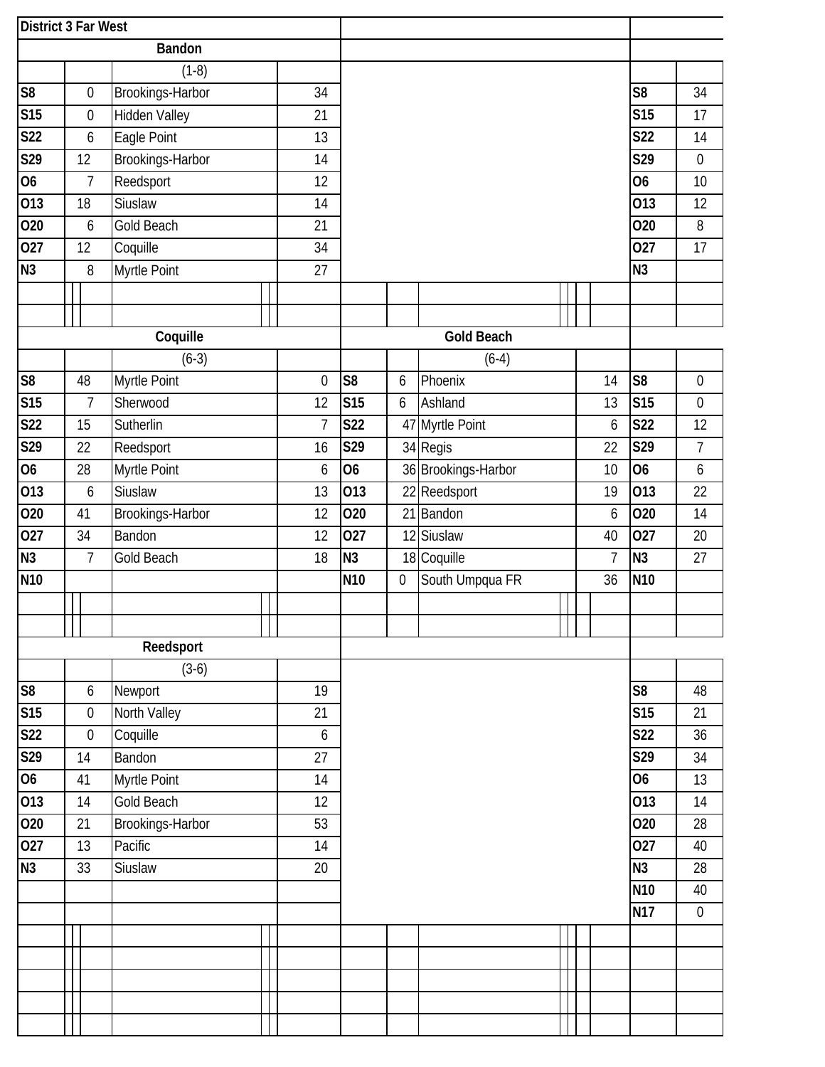## District 3 Far West

### Bandon

(1-8)

| Date | Bandon | Opponent | Opp |
|---|---|---|---|
| S8 | 0 | Brookings-Harbor | 34 |
| S15 | 0 | Hidden Valley | 21 |
| S22 | 6 | Eagle Point | 13 |
| S29 | 12 | Brookings-Harbor | 14 |
| O6 | 7 | Reedsport | 12 |
| O13 | 18 | Siuslaw | 14 |
| O20 | 6 | Gold Beach | 21 |
| O27 | 12 | Coquille | 34 |
| N3 | 8 | Myrtle Point | 27 |

| Date | Score |
|---|---|
| S8 | 34 |
| S15 | 17 |
| S22 | 14 |
| S29 | 0 |
| O6 | 10 |
| O13 | 12 |
| O20 | 8 |
| O27 | 17 |
| N3 | |

### Coquille

(6-3)

| Date | Coquille | Opponent | Opp |
|---|---|---|---|
| S8 | 48 | Myrtle Point | 0 |
| S15 | 7 | Sherwood | 12 |
| S22 | 15 | Sutherlin | 7 |
| S29 | 22 | Reedsport | 16 |
| O6 | 28 | Myrtle Point | 6 |
| O13 | 6 | Siuslaw | 13 |
| O20 | 41 | Brookings-Harbor | 12 |
| O27 | 34 | Bandon | 12 |
| N3 | 7 | Gold Beach | 18 |
| N10 | | | |

### Gold Beach

(6-4)

| Date | Gold Beach | Opponent | Opp |
|---|---|---|---|
| S8 | 6 | Phoenix | 14 |
| S15 | 6 | Ashland | 13 |
| S22 | 47 | Myrtle Point | 6 |
| S29 | 34 | Regis | 22 |
| O6 | 36 | Brookings-Harbor | 10 |
| O13 | 22 | Reedsport | 19 |
| O20 | 21 | Bandon | 6 |
| O27 | 12 | Siuslaw | 40 |
| N3 | 18 | Coquille | 7 |
| N10 | 0 | South Umpqua FR | 36 |

| Date | Score |
|---|---|
| S8 | 0 |
| S15 | 0 |
| S22 | 12 |
| S29 | 7 |
| O6 | 6 |
| O13 | 22 |
| O20 | 14 |
| O27 | 20 |
| N3 | 27 |
| N10 | |

### Reedsport

(3-6)

| Date | Reedsport | Opponent | Opp |
|---|---|---|---|
| S8 | 6 | Newport | 19 |
| S15 | 0 | North Valley | 21 |
| S22 | 0 | Coquille | 6 |
| S29 | 14 | Bandon | 27 |
| O6 | 41 | Myrtle Point | 14 |
| O13 | 14 | Gold Beach | 12 |
| O20 | 21 | Brookings-Harbor | 53 |
| O27 | 13 | Pacific | 14 |
| N3 | 33 | Siuslaw | 20 |

| Date | Score |
|---|---|
| S8 | 48 |
| S15 | 21 |
| S22 | 36 |
| S29 | 34 |
| O6 | 13 |
| O13 | 14 |
| O20 | 28 |
| O27 | 40 |
| N3 | 28 |
| N10 | 40 |
| N17 | 0 |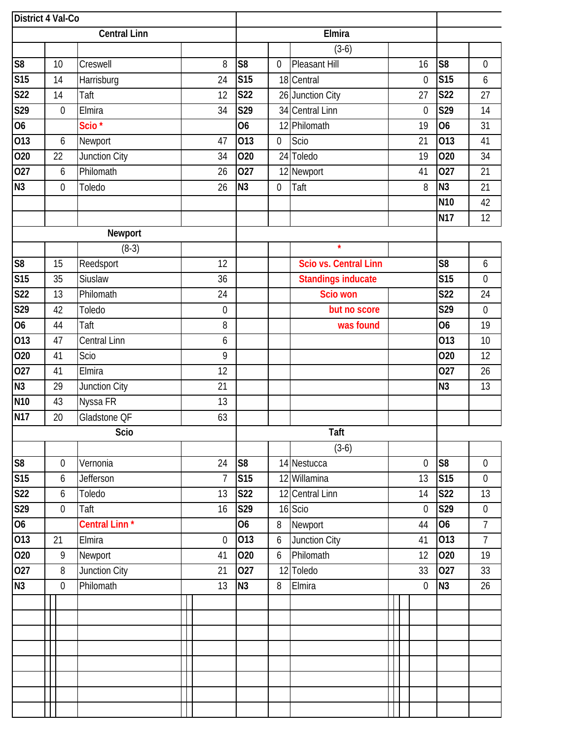# District 4 Val-Co

## Central Linn

| Date | CL | Opponent | Opp |
|---|---|---|---|
| S8 | 10 | Creswell | 8 |
| S15 | 14 | Harrisburg | 24 |
| S22 | 14 | Taft | 12 |
| S29 | 0 | Elmira | 34 |
| O6 | | Scio * | |
| O13 | 6 | Newport | 47 |
| O20 | 22 | Junction City | 34 |
| O27 | 6 | Philomath | 26 |
| N3 | 0 | Toledo | 26 |

## Elmira

(3-6)

| Date | Elmira | Opponent | Opp |
|---|---|---|---|
| S8 | 0 | Pleasant Hill | 16 |
| S15 | 18 | Central | 0 |
| S22 | 26 | Junction City | 27 |
| S29 | 34 | Central Linn | 0 |
| O6 | 12 | Philomath | 19 |
| O13 | 0 | Scio | 21 |
| O20 | 24 | Toledo | 19 |
| O27 | 12 | Newport | 41 |
| N3 | 0 | Taft | 8 |

| Date | Score |
|---|---|
| S8 | 0 |
| S15 | 6 |
| S22 | 27 |
| S29 | 14 |
| O6 | 31 |
| O13 | 41 |
| O20 | 34 |
| O27 | 21 |
| N3 | 21 |
| N10 | 42 |
| N17 | 12 |

## Newport

(8-3)

| Date | Newport | Opponent | Opp |
|---|---|---|---|
| S8 | 15 | Reedsport | 12 |
| S15 | 35 | Siuslaw | 36 |
| S22 | 13 | Philomath | 24 |
| S29 | 42 | Toledo | 0 |
| O6 | 44 | Taft | 8 |
| O13 | 47 | Central Linn | 6 |
| O20 | 41 | Scio | 9 |
| O27 | 41 | Elmira | 12 |
| N3 | 29 | Junction City | 21 |
| N10 | 43 | Nyssa FR | 13 |
| N17 | 20 | Gladstone QF | 63 |

*
Scio vs. Central Linn
Standings indicate
Scio won
but no score
was found

| Date | Score |
|---|---|
| S8 | 6 |
| S15 | 0 |
| S22 | 24 |
| S29 | 0 |
| O6 | 19 |
| O13 | 10 |
| O20 | 12 |
| O27 | 26 |
| N3 | 13 |

## Scio

| Date | Scio | Opponent | Opp |
|---|---|---|---|
| S8 | 0 | Vernonia | 24 |
| S15 | 6 | Jefferson | 7 |
| S22 | 6 | Toledo | 13 |
| S29 | 0 | Taft | 16 |
| O6 | | Central Linn * | |
| O13 | 21 | Elmira | 0 |
| O20 | 9 | Newport | 41 |
| O27 | 8 | Junction City | 21 |
| N3 | 0 | Philomath | 13 |

## Taft

(3-6)

| Date | Taft | Opponent | Opp |
|---|---|---|---|
| S8 | 14 | Nestucca | 0 |
| S15 | 12 | Willamina | 13 |
| S22 | 12 | Central Linn | 14 |
| S29 | 16 | Scio | 0 |
| O6 | 8 | Newport | 44 |
| O13 | 6 | Junction City | 41 |
| O20 | 6 | Philomath | 12 |
| O27 | 12 | Toledo | 33 |
| N3 | 8 | Elmira | 0 |

| Date | Score |
|---|---|
| S8 | 0 |
| S15 | 0 |
| S22 | 13 |
| S29 | 0 |
| O6 | 7 |
| O13 | 7 |
| O20 | 19 |
| O27 | 33 |
| N3 | 26 |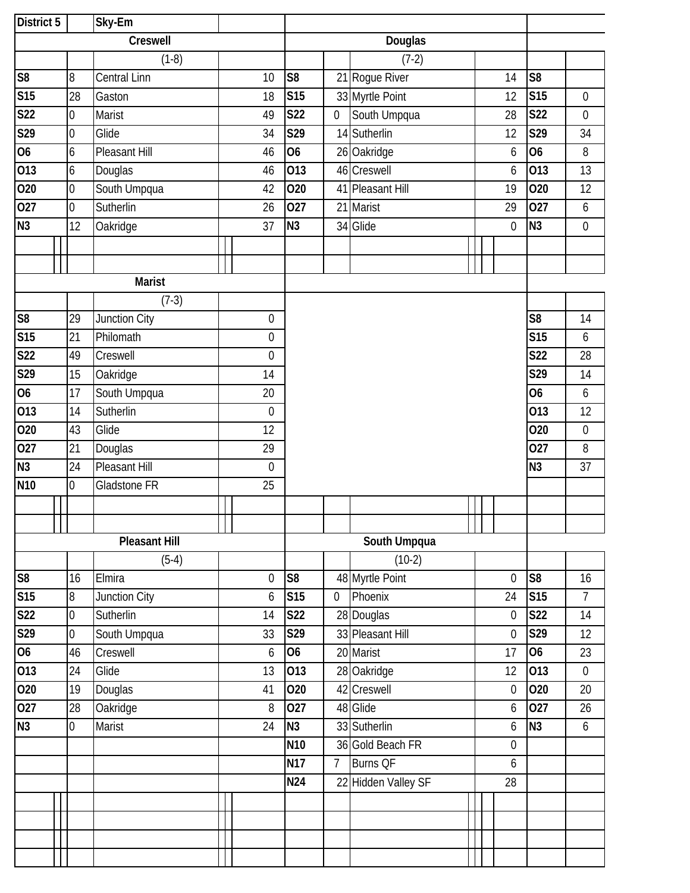**District 5** | Sky-Em

| Creswell | | | |
|---|---|---|---|
| | | (1-8) | |
| S8 | 8 | Central Linn | 10 |
| S15 | 28 | Gaston | 18 |
| S22 | 0 | Marist | 49 |
| S29 | 0 | Glide | 34 |
| O6 | 6 | Pleasant Hill | 46 |
| O13 | 6 | Douglas | 46 |
| O20 | 0 | South Umpqua | 42 |
| O27 | 0 | Sutherlin | 26 |
| N3 | 12 | Oakridge | 37 |

| Douglas | | | |
|---|---|---|---|
| | | (7-2) | |
| S8 | 21 | Rogue River | 14 |
| S15 | 33 | Myrtle Point | 12 |
| S22 | 0 | South Umpqua | 28 |
| S29 | 14 | Sutherlin | 12 |
| O6 | 26 | Oakridge | 6 |
| O13 | 46 | Creswell | 6 |
| O20 | 41 | Pleasant Hill | 19 |
| O27 | 21 | Marist | 29 |
| N3 | 34 | Glide | 0 |

| | |
|---|---|
| S8 | |
| S15 | 0 |
| S22 | 0 |
| S29 | 34 |
| O6 | 8 |
| O13 | 13 |
| O20 | 12 |
| O27 | 6 |
| N3 | 0 |

| Marist | | | |
|---|---|---|---|
| | | (7-3) | |
| S8 | 29 | Junction City | 0 |
| S15 | 21 | Philomath | 0 |
| S22 | 49 | Creswell | 0 |
| S29 | 15 | Oakridge | 14 |
| O6 | 17 | South Umpqua | 20 |
| O13 | 14 | Sutherlin | 0 |
| O20 | 43 | Glide | 12 |
| O27 | 21 | Douglas | 29 |
| N3 | 24 | Pleasant Hill | 0 |
| N10 | 0 | Gladstone FR | 25 |

| | |
|---|---|
| S8 | 14 |
| S15 | 6 |
| S22 | 28 |
| S29 | 14 |
| O6 | 6 |
| O13 | 12 |
| O20 | 0 |
| O27 | 8 |
| N3 | 37 |

| Pleasant Hill | | | |
|---|---|---|---|
| | | (5-4) | |
| S8 | 16 | Elmira | 0 |
| S15 | 8 | Junction City | 6 |
| S22 | 0 | Sutherlin | 14 |
| S29 | 0 | South Umpqua | 33 |
| O6 | 46 | Creswell | 6 |
| O13 | 24 | Glide | 13 |
| O20 | 19 | Douglas | 41 |
| O27 | 28 | Oakridge | 8 |
| N3 | 0 | Marist | 24 |

| South Umpqua | | | |
|---|---|---|---|
| | | (10-2) | |
| S8 | 48 | Myrtle Point | 0 |
| S15 | 0 | Phoenix | 24 |
| S22 | 28 | Douglas | 0 |
| S29 | 33 | Pleasant Hill | 0 |
| O6 | 20 | Marist | 17 |
| O13 | 28 | Oakridge | 12 |
| O20 | 42 | Creswell | 0 |
| O27 | 48 | Glide | 6 |
| N3 | 33 | Sutherlin | 6 |
| N10 | 36 | Gold Beach FR | 0 |
| N17 | 7 | Burns QF | 6 |
| N24 | 22 | Hidden Valley SF | 28 |

| | |
|---|---|
| S8 | 16 |
| S15 | 7 |
| S22 | 14 |
| S29 | 12 |
| O6 | 23 |
| O13 | 0 |
| O20 | 20 |
| O27 | 26 |
| N3 | 6 |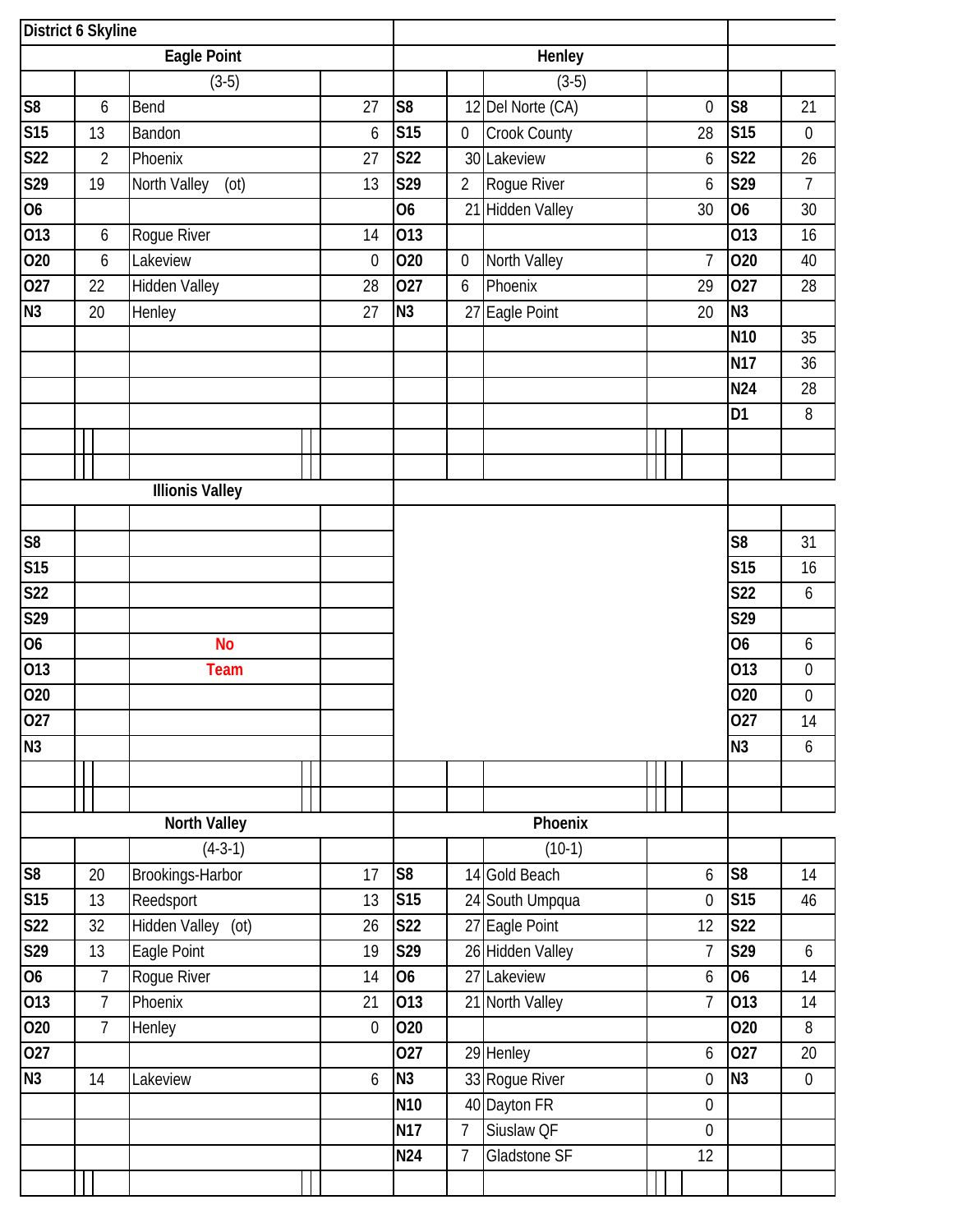## District 6 Skyline

### Eagle Point

(3-5)

| Week | EP | Opponent | Opp |
|---|---|---|---|
| S8 | 6 | Bend | 27 |
| S15 | 13 | Bandon | 6 |
| S22 | 2 | Phoenix | 27 |
| S29 | 19 | North Valley (ot) | 13 |
| O6 | | | |
| O13 | 6 | Rogue River | 14 |
| O20 | 6 | Lakeview | 0 |
| O27 | 22 | Hidden Valley | 28 |
| N3 | 20 | Henley | 27 |

### Henley

(3-5)

| Week | Hen | Opponent | Opp |
|---|---|---|---|
| S8 | 12 | Del Norte (CA) | 0 |
| S15 | 0 | Crook County | 28 |
| S22 | 30 | Lakeview | 6 |
| S29 | 2 | Rogue River | 6 |
| O6 | 21 | Hidden Valley | 30 |
| O13 | | | |
| O20 | 0 | North Valley | 7 |
| O27 | 6 | Phoenix | 29 |
| N3 | 27 | Eagle Point | 20 |

| Week | |
|---|---|
| S8 | 21 |
| S15 | 0 |
| S22 | 26 |
| S29 | 7 |
| O6 | 30 |
| O13 | 16 |
| O20 | 40 |
| O27 | 28 |
| N3 | |
| N10 | 35 |
| N17 | 36 |
| N24 | 28 |
| D1 | 8 |

### Illinois Valley

| Week | | | |
|---|---|---|---|
| S8 | | | |
| S15 | | | |
| S22 | | | |
| S29 | | | |
| O6 | | No | |
| O13 | | Team | |
| O20 | | | |
| O27 | | | |
| N3 | | | |

| Week | |
|---|---|
| S8 | 31 |
| S15 | 16 |
| S22 | 6 |
| S29 | |
| O6 | 6 |
| O13 | 0 |
| O20 | 0 |
| O27 | 14 |
| N3 | 6 |

### North Valley

(4-3-1)

| Week | NV | Opponent | Opp |
|---|---|---|---|
| S8 | 20 | Brookings-Harbor | 17 |
| S15 | 13 | Reedsport | 13 |
| S22 | 32 | Hidden Valley (ot) | 26 |
| S29 | 13 | Eagle Point | 19 |
| O6 | 7 | Rogue River | 14 |
| O13 | 7 | Phoenix | 21 |
| O20 | 7 | Henley | 0 |
| O27 | | | |
| N3 | 14 | Lakeview | 6 |

### Phoenix

(10-1)

| Week | Pho | Opponent | Opp |
|---|---|---|---|
| S8 | 14 | Gold Beach | 6 |
| S15 | 24 | South Umpqua | 0 |
| S22 | 27 | Eagle Point | 12 |
| S29 | 26 | Hidden Valley | 7 |
| O6 | 27 | Lakeview | 6 |
| O13 | 21 | North Valley | 7 |
| O20 | | | |
| O27 | 29 | Henley | 6 |
| N3 | 33 | Rogue River | 0 |
| N10 | 40 | Dayton FR | 0 |
| N17 | 7 | Siuslaw QF | 0 |
| N24 | 7 | Gladstone SF | 12 |

| Week | |
|---|---|
| S8 | 14 |
| S15 | 46 |
| S22 | |
| S29 | 6 |
| O6 | 14 |
| O13 | 14 |
| O20 | 8 |
| O27 | 20 |
| N3 | 0 |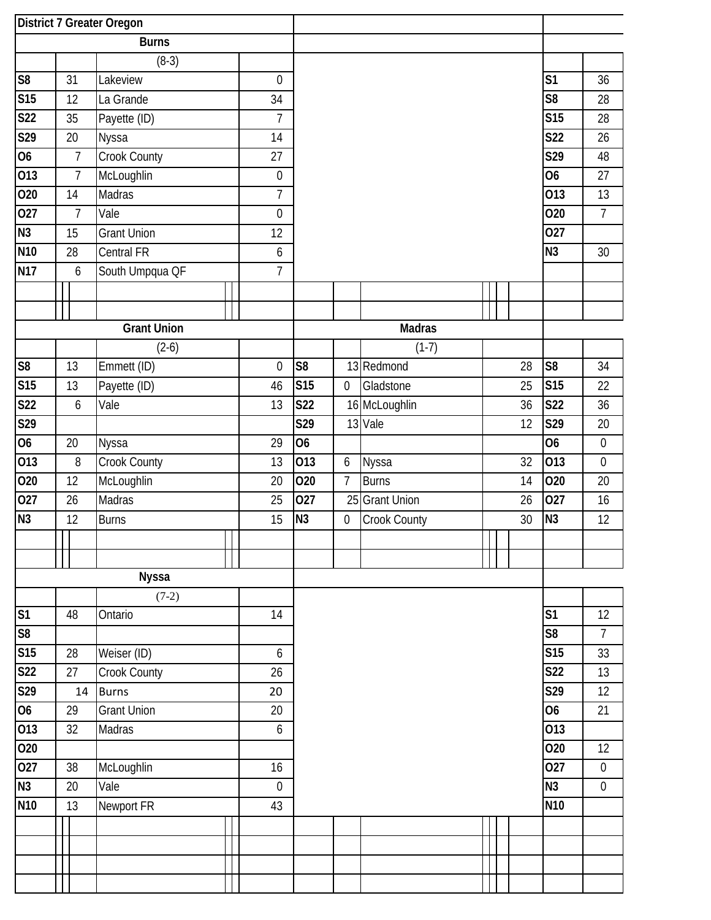**District 7 Greater Oregon**

### Burns

(8-3)

| | | | |
|---|---|---|---|
| S8 | 31 | Lakeview | 0 |
| S15 | 12 | La Grande | 34 |
| S22 | 35 | Payette (ID) | 7 |
| S29 | 20 | Nyssa | 14 |
| O6 | 7 | Crook County | 27 |
| O13 | 7 | McLoughlin | 0 |
| O20 | 14 | Madras | 7 |
| O27 | 7 | Vale | 0 |
| N3 | 15 | Grant Union | 12 |
| N10 | 28 | Central FR | 6 |
| N17 | 6 | South Umpqua QF | 7 |

| | |
|---|---|
| S1 | 36 |
| S8 | 28 |
| S15 | 28 |
| S22 | 26 |
| S29 | 48 |
| O6 | 27 |
| O13 | 13 |
| O20 | 7 |
| O27 | |
| N3 | 30 |

### Grant Union

(2-6)

| | | | |
|---|---|---|---|
| S8 | 13 | Emmett (ID) | 0 |
| S15 | 13 | Payette (ID) | 46 |
| S22 | 6 | Vale | 13 |
| S29 | | | |
| O6 | 20 | Nyssa | 29 |
| O13 | 8 | Crook County | 13 |
| O20 | 12 | McLoughlin | 20 |
| O27 | 26 | Madras | 25 |
| N3 | 12 | Burns | 15 |

### Madras

(1-7)

| | | | |
|---|---|---|---|
| S8 | 13 | Redmond | 28 |
| S15 | 0 | Gladstone | 25 |
| S22 | 16 | McLoughlin | 36 |
| S29 | 13 | Vale | 12 |
| O6 | | | |
| O13 | 6 | Nyssa | 32 |
| O20 | 7 | Burns | 14 |
| O27 | 25 | Grant Union | 26 |
| N3 | 0 | Crook County | 30 |

| | |
|---|---|
| S8 | 34 |
| S15 | 22 |
| S22 | 36 |
| S29 | 20 |
| O6 | 0 |
| O13 | 0 |
| O20 | 20 |
| O27 | 16 |
| N3 | 12 |

### Nyssa

(7-2)

| | | | |
|---|---|---|---|
| S1 | 48 | Ontario | 14 |
| S8 | | | |
| S15 | 28 | Weiser (ID) | 6 |
| S22 | 27 | Crook County | 26 |
| S29 | 14 | Burns | 20 |
| O6 | 29 | Grant Union | 20 |
| O13 | 32 | Madras | 6 |
| O20 | | | |
| O27 | 38 | McLoughlin | 16 |
| N3 | 20 | Vale | 0 |
| N10 | 13 | Newport FR | 43 |

| | |
|---|---|
| S1 | 12 |
| S8 | 7 |
| S15 | 33 |
| S22 | 13 |
| S29 | 12 |
| O6 | 21 |
| O13 | |
| O20 | 12 |
| O27 | 0 |
| N3 | 0 |
| N10 | |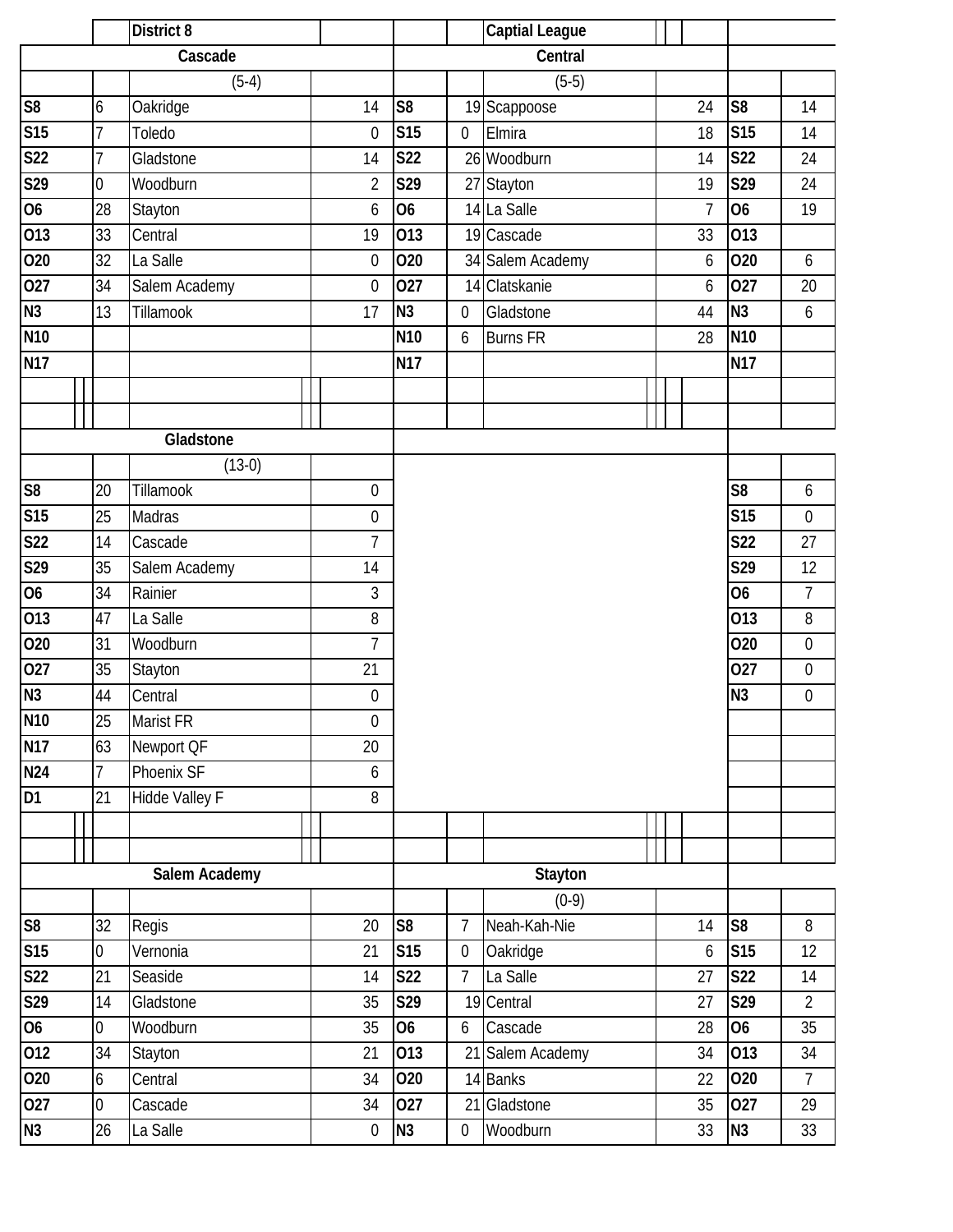| | District 8 | | | Captial League | |
|---|---|---|---|---|---|

## Cascade

(5-4)

| Date | Score | Opponent | Opp |
|---|---|---|---|
| S8 | 6 | Oakridge | 14 |
| S15 | 7 | Toledo | 0 |
| S22 | 7 | Gladstone | 14 |
| S29 | 0 | Woodburn | 2 |
| O6 | 28 | Stayton | 6 |
| O13 | 33 | Central | 19 |
| O20 | 32 | La Salle | 0 |
| O27 | 34 | Salem Academy | 0 |
| N3 | 13 | Tillamook | 17 |
| N10 | | | |
| N17 | | | |

## Central

(5-5)

| Date | Score | Opponent | Opp |
|---|---|---|---|
| S8 | 19 | Scappoose | 24 |
| S15 | 0 | Elmira | 18 |
| S22 | 26 | Woodburn | 14 |
| S29 | 27 | Stayton | 19 |
| O6 | 14 | La Salle | 7 |
| O13 | 19 | Cascade | 33 |
| O20 | 34 | Salem Academy | 6 |
| O27 | 14 | Clatskanie | 6 |
| N3 | 0 | Gladstone | 44 |
| N10 | 6 | Burns FR | 28 |
| N17 | | | |

| Date | Score |
|---|---|
| S8 | 14 |
| S15 | 14 |
| S22 | 24 |
| S29 | 24 |
| O6 | 19 |
| O13 | |
| O20 | 6 |
| O27 | 20 |
| N3 | 6 |
| N10 | |
| N17 | |

## Gladstone

(13-0)

| Date | Score | Opponent | Opp |
|---|---|---|---|
| S8 | 20 | Tillamook | 0 |
| S15 | 25 | Madras | 0 |
| S22 | 14 | Cascade | 7 |
| S29 | 35 | Salem Academy | 14 |
| O6 | 34 | Rainier | 3 |
| O13 | 47 | La Salle | 8 |
| O20 | 31 | Woodburn | 7 |
| O27 | 35 | Stayton | 21 |
| N3 | 44 | Central | 0 |
| N10 | 25 | Marist FR | 0 |
| N17 | 63 | Newport QF | 20 |
| N24 | 7 | Phoenix SF | 6 |
| D1 | 21 | Hidde Valley F | 8 |

| Date | Score |
|---|---|
| S8 | 6 |
| S15 | 0 |
| S22 | 27 |
| S29 | 12 |
| O6 | 7 |
| O13 | 8 |
| O20 | 0 |
| O27 | 0 |
| N3 | 0 |

## Salem Academy

| Date | Score | Opponent | Opp |
|---|---|---|---|
| S8 | 32 | Regis | 20 |
| S15 | 0 | Vernonia | 21 |
| S22 | 21 | Seaside | 14 |
| S29 | 14 | Gladstone | 35 |
| O6 | 0 | Woodburn | 35 |
| O12 | 34 | Stayton | 21 |
| O20 | 6 | Central | 34 |
| O27 | 0 | Cascade | 34 |
| N3 | 26 | La Salle | 0 |

## Stayton

(0-9)

| Date | Score | Opponent | Opp |
|---|---|---|---|
| S8 | 7 | Neah-Kah-Nie | 14 |
| S15 | 0 | Oakridge | 6 |
| S22 | 7 | La Salle | 27 |
| S29 | 19 | Central | 27 |
| O6 | 6 | Cascade | 28 |
| O13 | 21 | Salem Academy | 34 |
| O20 | 14 | Banks | 22 |
| O27 | 21 | Gladstone | 35 |
| N3 | 0 | Woodburn | 33 |

| Date | Score |
|---|---|
| S8 | 8 |
| S15 | 12 |
| S22 | 14 |
| S29 | 2 |
| O6 | 35 |
| O13 | 34 |
| O20 | 7 |
| O27 | 29 |
| N3 | 33 |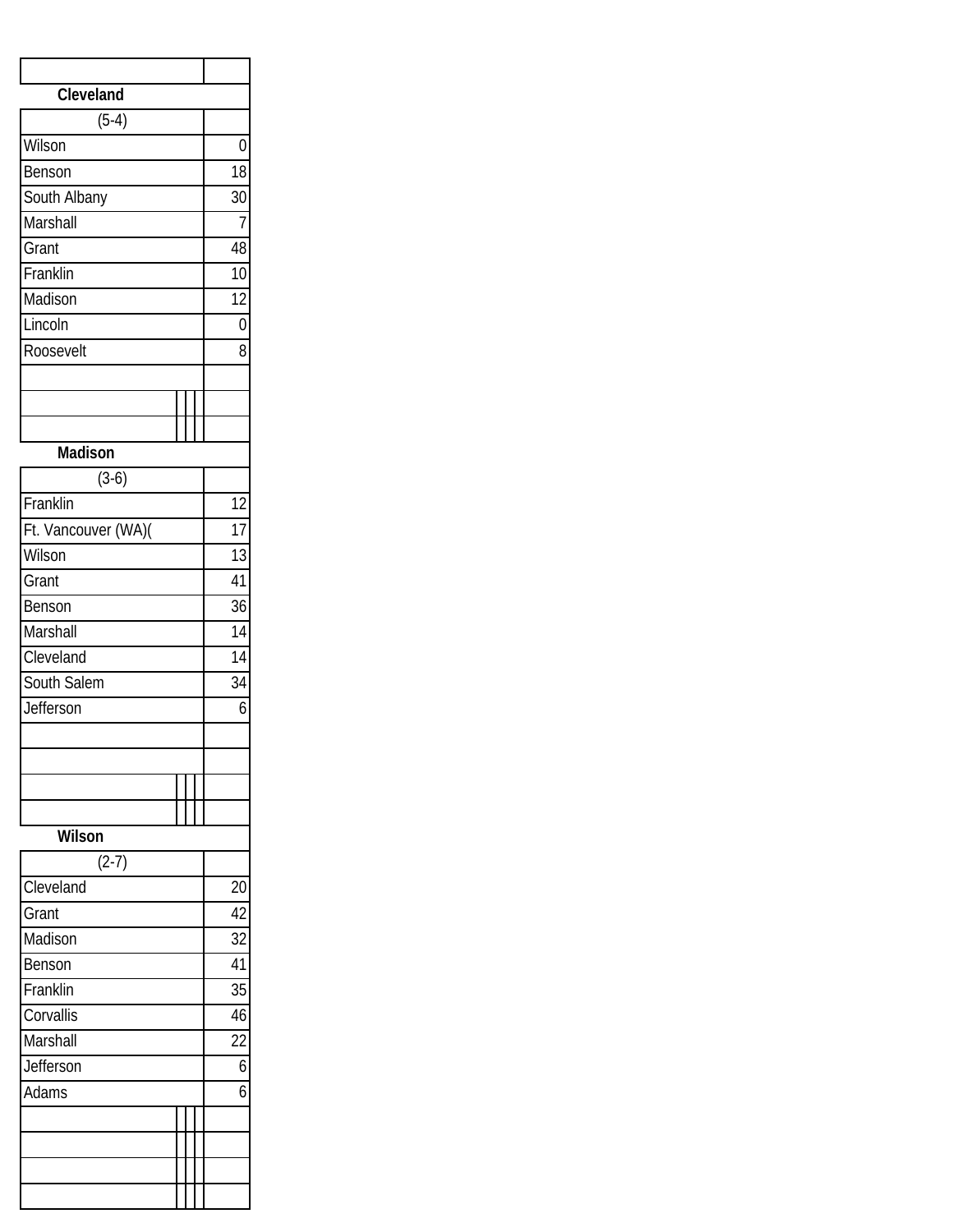| | |
|---|---|
| **Cleveland** | |
| (5-4) | |
| Wilson | 0 |
| Benson | 18 |
| South Albany | 30 |
| Marshall | 7 |
| Grant | 48 |
| Franklin | 10 |
| Madison | 12 |
| Lincoln | 0 |
| Roosevelt | 8 |
| | |
| | |
| | |
| **Madison** | |
| (3-6) | |
| Franklin | 12 |
| Ft. Vancouver (WA)( | 17 |
| Wilson | 13 |
| Grant | 41 |
| Benson | 36 |
| Marshall | 14 |
| Cleveland | 14 |
| South Salem | 34 |
| Jefferson | 6 |
| | |
| | |
| | |
| | |
| **Wilson** | |
| (2-7) | |
| Cleveland | 20 |
| Grant | 42 |
| Madison | 32 |
| Benson | 41 |
| Franklin | 35 |
| Corvallis | 46 |
| Marshall | 22 |
| Jefferson | 6 |
| Adams | 6 |
| | |
| | |
| | |
| | |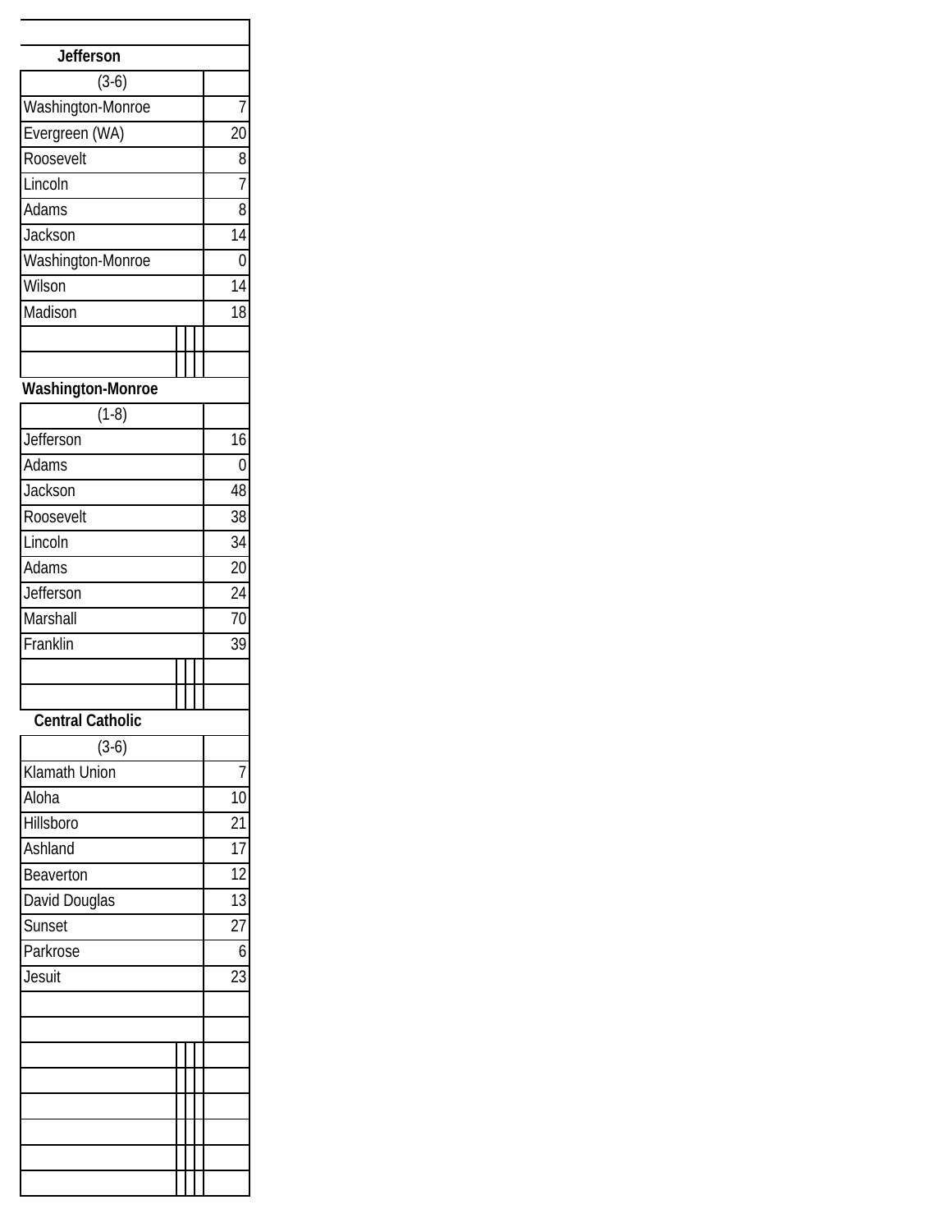**Jefferson**

| (3-6) | |
|---|---|
| Washington-Monroe | 7 |
| Evergreen (WA) | 20 |
| Roosevelt | 8 |
| Lincoln | 7 |
| Adams | 8 |
| Jackson | 14 |
| Washington-Monroe | 0 |
| Wilson | 14 |
| Madison | 18 |
| | |
| | |

**Washington-Monroe**

| (1-8) | |
|---|---|
| Jefferson | 16 |
| Adams | 0 |
| Jackson | 48 |
| Roosevelt | 38 |
| Lincoln | 34 |
| Adams | 20 |
| Jefferson | 24 |
| Marshall | 70 |
| Franklin | 39 |
| | |
| | |

**Central Catholic**

| (3-6) | |
|---|---|
| Klamath Union | 7 |
| Aloha | 10 |
| Hillsboro | 21 |
| Ashland | 17 |
| Beaverton | 12 |
| David Douglas | 13 |
| Sunset | 27 |
| Parkrose | 6 |
| Jesuit | 23 |
| | |
| | |
| | |
| | |
| | |
| | |
| | |
| | |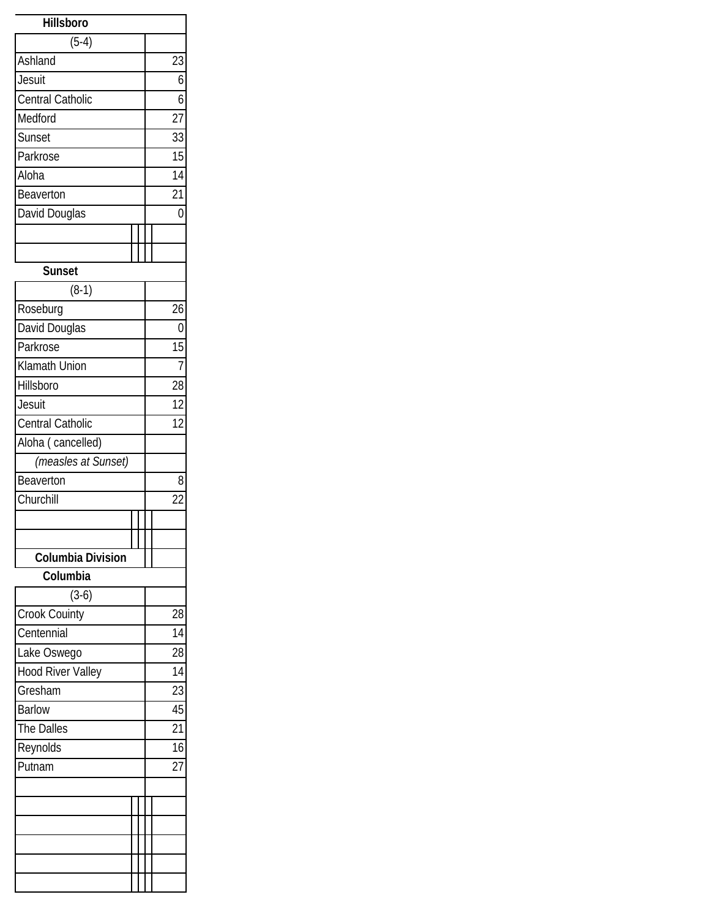**Hillsboro**

| (5-4) | |
|---|---|
| Ashland | 23 |
| Jesuit | 6 |
| Central Catholic | 6 |
| Medford | 27 |
| Sunset | 33 |
| Parkrose | 15 |
| Aloha | 14 |
| Beaverton | 21 |
| David Douglas | 0 |

**Sunset**

| (8-1) | |
|---|---|
| Roseburg | 26 |
| David Douglas | 0 |
| Parkrose | 15 |
| Klamath Union | 7 |
| Hillsboro | 28 |
| Jesuit | 12 |
| Central Catholic | 12 |
| Aloha ( cancelled) | |
| *(measles at Sunset)* | |
| Beaverton | 8 |
| Churchill | 22 |

**Columbia Division**

**Columbia**

| (3-6) | |
|---|---|
| Crook Couinty | 28 |
| Centennial | 14 |
| Lake Oswego | 28 |
| Hood River Valley | 14 |
| Gresham | 23 |
| Barlow | 45 |
| The Dalles | 21 |
| Reynolds | 16 |
| Putnam | 27 |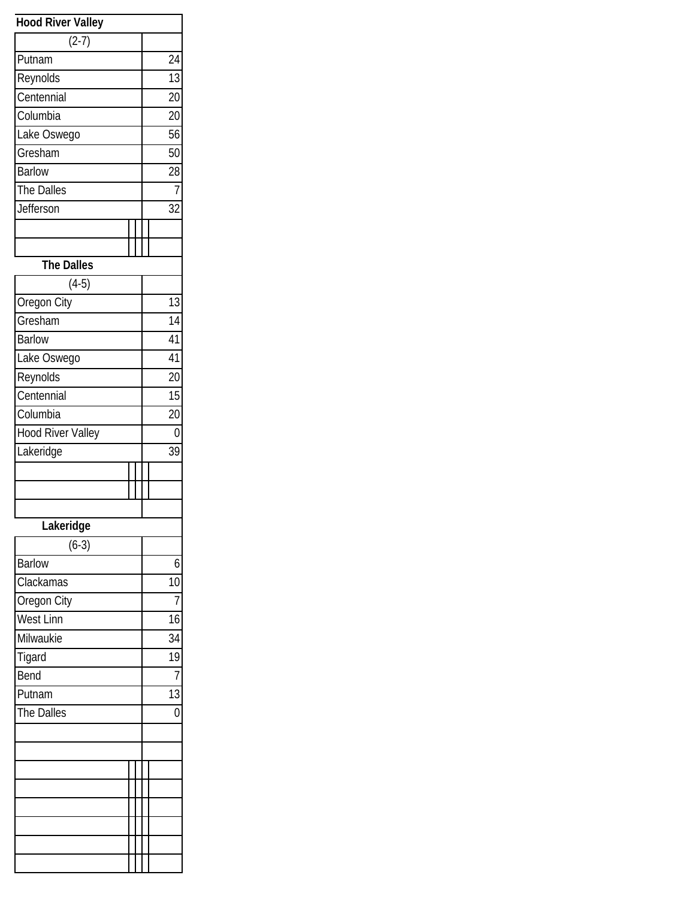**Hood River Valley**

| (2-7) | |
|---|---|
| Putnam | 24 |
| Reynolds | 13 |
| Centennial | 20 |
| Columbia | 20 |
| Lake Oswego | 56 |
| Gresham | 50 |
| Barlow | 28 |
| The Dalles | 7 |
| Jefferson | 32 |

**The Dalles**

| (4-5) | |
|---|---|
| Oregon City | 13 |
| Gresham | 14 |
| Barlow | 41 |
| Lake Oswego | 41 |
| Reynolds | 20 |
| Centennial | 15 |
| Columbia | 20 |
| Hood River Valley | 0 |
| Lakeridge | 39 |

**Lakeridge**

| (6-3) | |
|---|---|
| Barlow | 6 |
| Clackamas | 10 |
| Oregon City | 7 |
| West Linn | 16 |
| Milwaukie | 34 |
| Tigard | 19 |
| Bend | 7 |
| Putnam | 13 |
| The Dalles | 0 |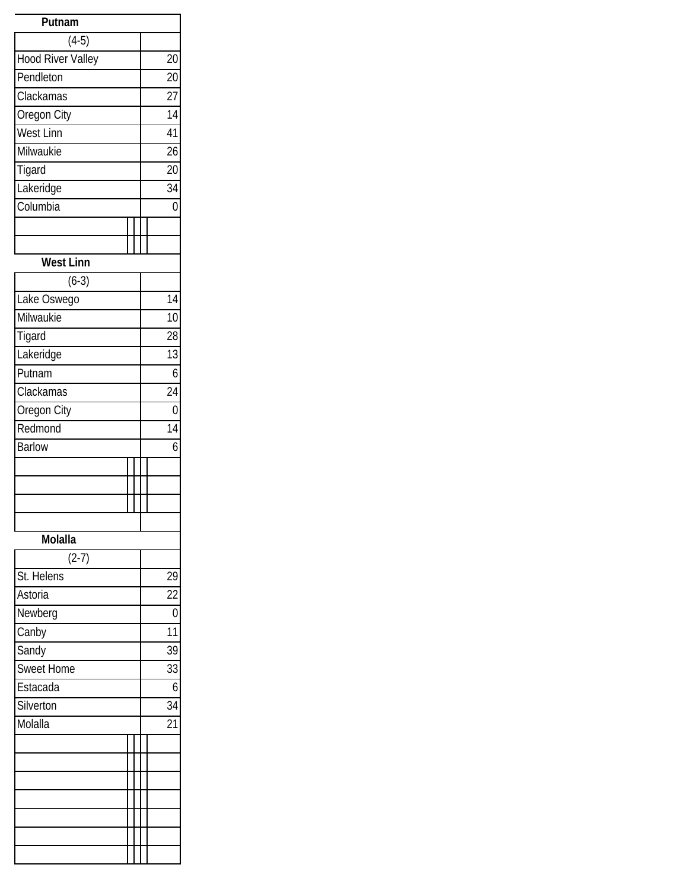**Putnam**

| (4-5) | |
|---|---|
| Hood River Valley | 20 |
| Pendleton | 20 |
| Clackamas | 27 |
| Oregon City | 14 |
| West Linn | 41 |
| Milwaukie | 26 |
| Tigard | 20 |
| Lakeridge | 34 |
| Columbia | 0 |

**West Linn**

| (6-3) | |
|---|---|
| Lake Oswego | 14 |
| Milwaukie | 10 |
| Tigard | 28 |
| Lakeridge | 13 |
| Putnam | 6 |
| Clackamas | 24 |
| Oregon City | 0 |
| Redmond | 14 |
| Barlow | 6 |

**Molalla**

| (2-7) | |
|---|---|
| St. Helens | 29 |
| Astoria | 22 |
| Newberg | 0 |
| Canby | 11 |
| Sandy | 39 |
| Sweet Home | 33 |
| Estacada | 6 |
| Silverton | 34 |
| Molalla | 21 |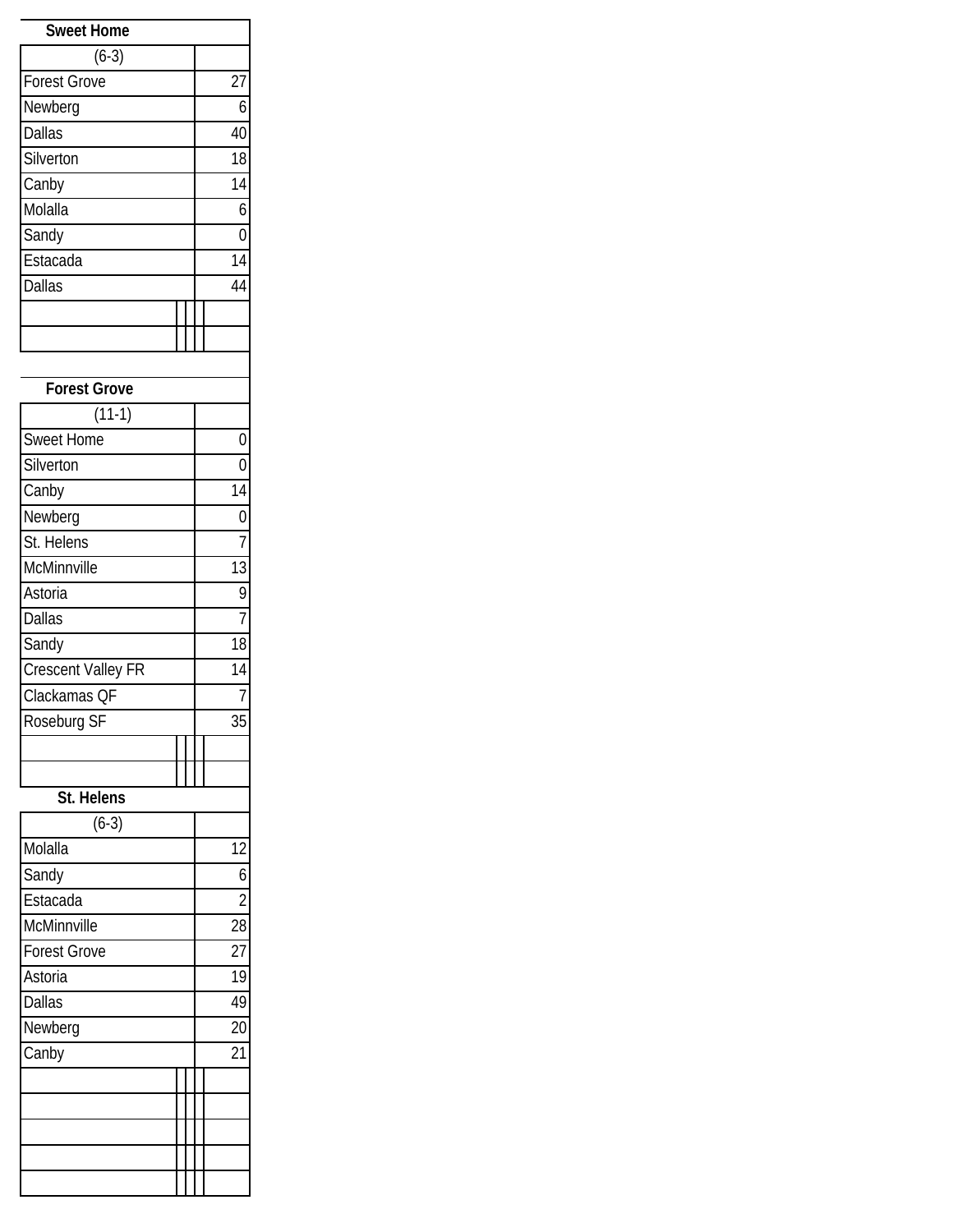**Sweet Home**

| (6-3) | |
|---|---|
| Forest Grove | 27 |
| Newberg | 6 |
| Dallas | 40 |
| Silverton | 18 |
| Canby | 14 |
| Molalla | 6 |
| Sandy | 0 |
| Estacada | 14 |
| Dallas | 44 |
| | |
| | |

**Forest Grove**

| (11-1) | |
|---|---|
| Sweet Home | 0 |
| Silverton | 0 |
| Canby | 14 |
| Newberg | 0 |
| St. Helens | 7 |
| McMinnville | 13 |
| Astoria | 9 |
| Dallas | 7 |
| Sandy | 18 |
| Crescent Valley FR | 14 |
| Clackamas QF | 7 |
| Roseburg SF | 35 |
| | |
| | |

**St. Helens**

| (6-3) | |
|---|---|
| Molalla | 12 |
| Sandy | 6 |
| Estacada | 2 |
| McMinnville | 28 |
| Forest Grove | 27 |
| Astoria | 19 |
| Dallas | 49 |
| Newberg | 20 |
| Canby | 21 |
| | |
| | |
| | |
| | |
| | |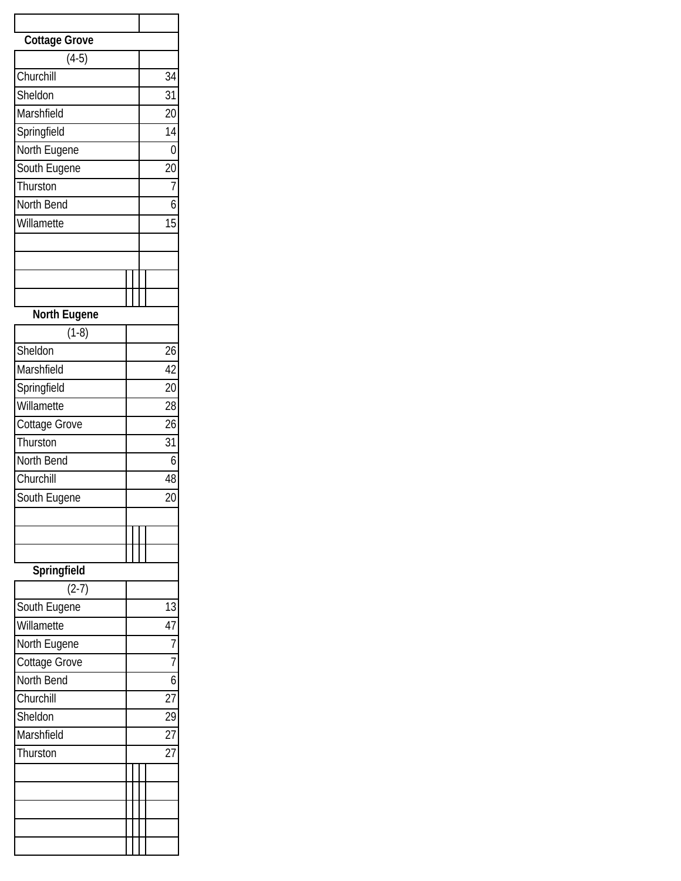| Cottage Grove | |
|---|---|
| (4-5) | |
| Churchill | 34 |
| Sheldon | 31 |
| Marshfield | 20 |
| Springfield | 14 |
| North Eugene | 0 |
| South Eugene | 20 |
| Thurston | 7 |
| North Bend | 6 |
| Willamette | 15 |

| North Eugene | |
|---|---|
| (1-8) | |
| Sheldon | 26 |
| Marshfield | 42 |
| Springfield | 20 |
| Willamette | 28 |
| Cottage Grove | 26 |
| Thurston | 31 |
| North Bend | 6 |
| Churchill | 48 |
| South Eugene | 20 |

| Springfield | |
|---|---|
| (2-7) | |
| South Eugene | 13 |
| Willamette | 47 |
| North Eugene | 7 |
| Cottage Grove | 7 |
| North Bend | 6 |
| Churchill | 27 |
| Sheldon | 29 |
| Marshfield | 27 |
| Thurston | 27 |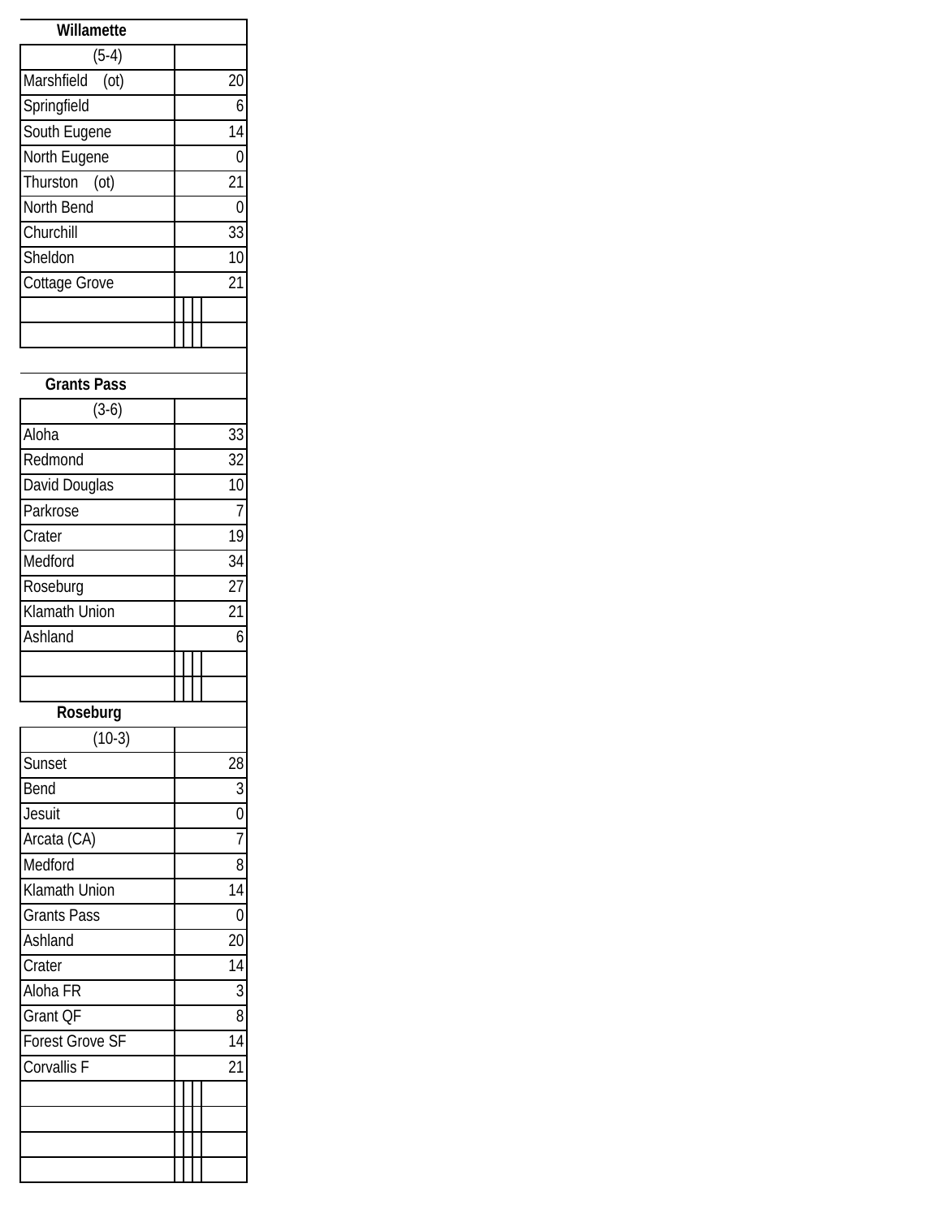**Willamette**

| (5-4) | |
|---|---|
| Marshfield (ot) | 20 |
| Springfield | 6 |
| South Eugene | 14 |
| North Eugene | 0 |
| Thurston (ot) | 21 |
| North Bend | 0 |
| Churchill | 33 |
| Sheldon | 10 |
| Cottage Grove | 21 |
| | |
| | |

**Grants Pass**

| (3-6) | |
|---|---|
| Aloha | 33 |
| Redmond | 32 |
| David Douglas | 10 |
| Parkrose | 7 |
| Crater | 19 |
| Medford | 34 |
| Roseburg | 27 |
| Klamath Union | 21 |
| Ashland | 6 |
| | |
| | |

**Roseburg**

| (10-3) | |
|---|---|
| Sunset | 28 |
| Bend | 3 |
| Jesuit | 0 |
| Arcata (CA) | 7 |
| Medford | 8 |
| Klamath Union | 14 |
| Grants Pass | 0 |
| Ashland | 20 |
| Crater | 14 |
| Aloha FR | 3 |
| Grant QF | 8 |
| Forest Grove SF | 14 |
| Corvallis F | 21 |
| | |
| | |
| | |
| | |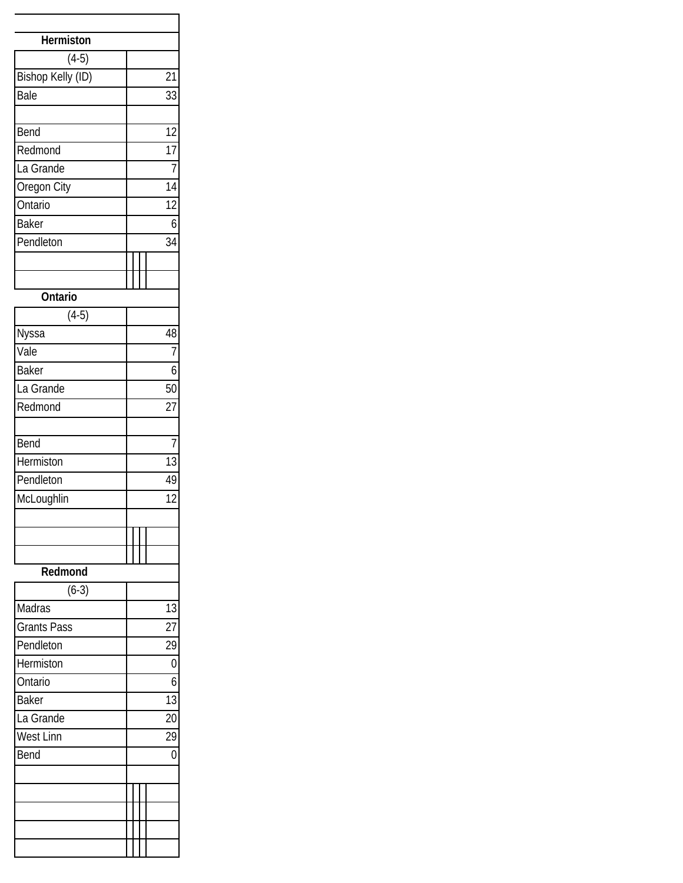| Hermiston | |
|---|---|
| (4-5) | |
| Bishop Kelly (ID) | 21 |
| Bale | 33 |
| | |
| Bend | 12 |
| Redmond | 17 |
| La Grande | 7 |
| Oregon City | 14 |
| Ontario | 12 |
| Baker | 6 |
| Pendleton | 34 |

| Ontario | |
|---|---|
| (4-5) | |
| Nyssa | 48 |
| Vale | 7 |
| Baker | 6 |
| La Grande | 50 |
| Redmond | 27 |
| | |
| Bend | 7 |
| Hermiston | 13 |
| Pendleton | 49 |
| McLoughlin | 12 |

| Redmond | |
|---|---|
| (6-3) | |
| Madras | 13 |
| Grants Pass | 27 |
| Pendleton | 29 |
| Hermiston | 0 |
| Ontario | 6 |
| Baker | 13 |
| La Grande | 20 |
| West Linn | 29 |
| Bend | 0 |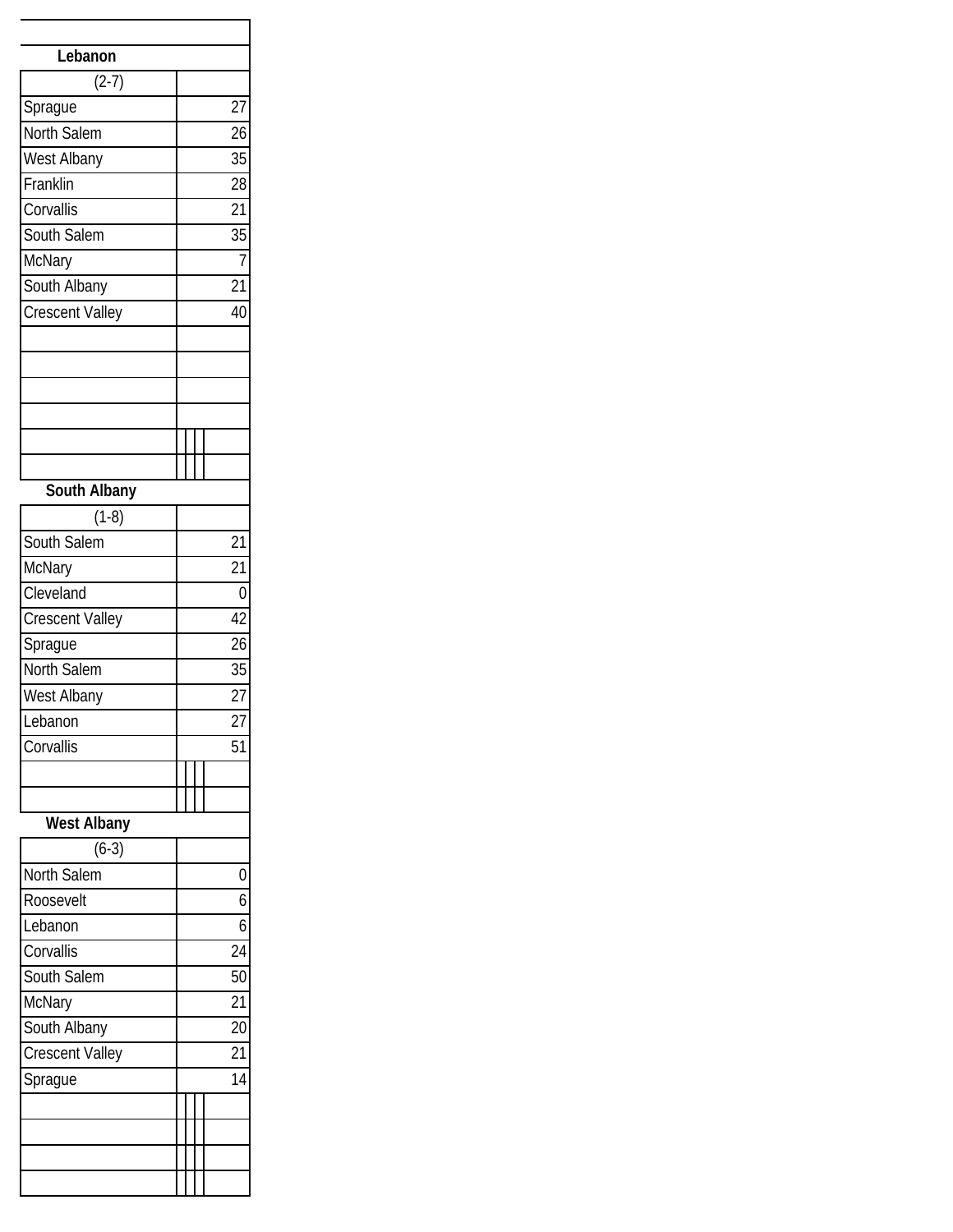| Lebanon | |
|---|---|
| (2-7) | |
| Sprague | 27 |
| North Salem | 26 |
| West Albany | 35 |
| Franklin | 28 |
| Corvallis | 21 |
| South Salem | 35 |
| McNary | 7 |
| South Albany | 21 |
| Crescent Valley | 40 |

| South Albany | |
|---|---|
| (1-8) | |
| South Salem | 21 |
| McNary | 21 |
| Cleveland | 0 |
| Crescent Valley | 42 |
| Sprague | 26 |
| North Salem | 35 |
| West Albany | 27 |
| Lebanon | 27 |
| Corvallis | 51 |

| West Albany | |
|---|---|
| (6-3) | |
| North Salem | 0 |
| Roosevelt | 6 |
| Lebanon | 6 |
| Corvallis | 24 |
| South Salem | 50 |
| McNary | 21 |
| South Albany | 20 |
| Crescent Valley | 21 |
| Sprague | 14 |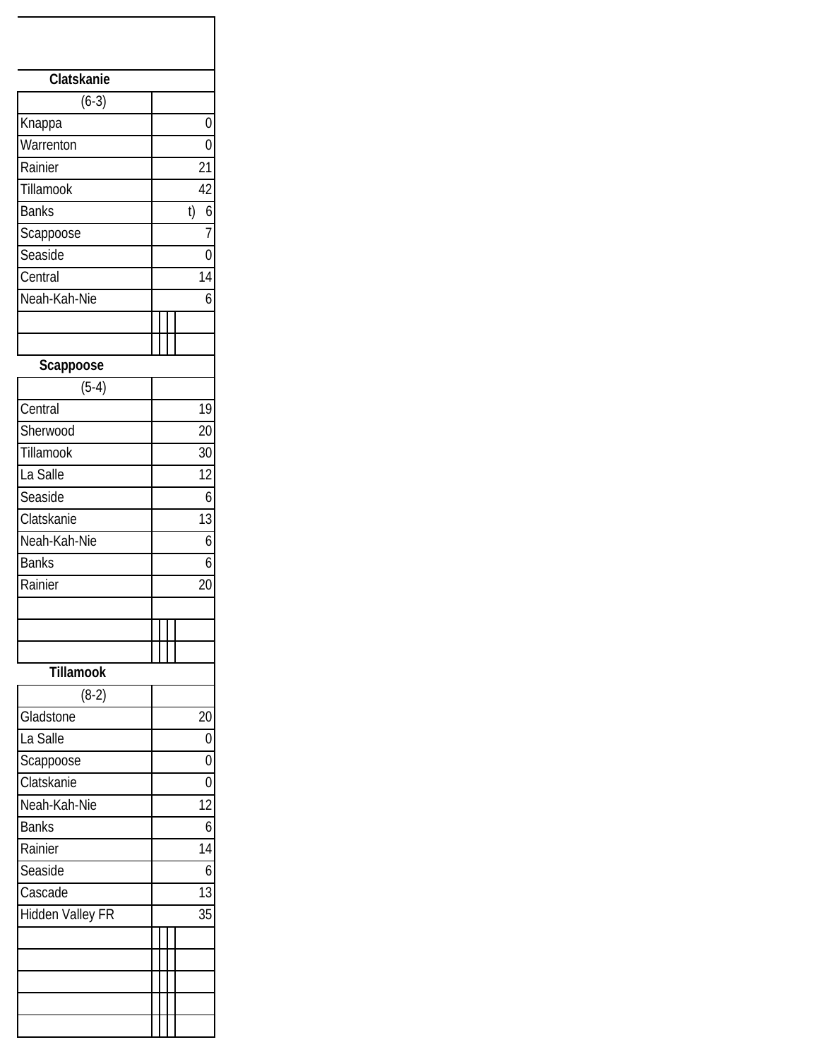| Clatskanie | |
| --- | --- |
| (6-3) | |
| Knappa | 0 |
| Warrenton | 0 |
| Rainier | 21 |
| Tillamook | 42 |
| Banks | t) 6 |
| Scappoose | 7 |
| Seaside | 0 |
| Central | 14 |
| Neah-Kah-Nie | 6 |
| | |
| | |

| Scappoose | |
| --- | --- |
| (5-4) | |
| Central | 19 |
| Sherwood | 20 |
| Tillamook | 30 |
| La Salle | 12 |
| Seaside | 6 |
| Clatskanie | 13 |
| Neah-Kah-Nie | 6 |
| Banks | 6 |
| Rainier | 20 |
| | |
| | |
| | |

| Tillamook | |
| --- | --- |
| (8-2) | |
| Gladstone | 20 |
| La Salle | 0 |
| Scappoose | 0 |
| Clatskanie | 0 |
| Neah-Kah-Nie | 12 |
| Banks | 6 |
| Rainier | 14 |
| Seaside | 6 |
| Cascade | 13 |
| Hidden Valley FR | 35 |
| | |
| | |
| | |
| | |
| | |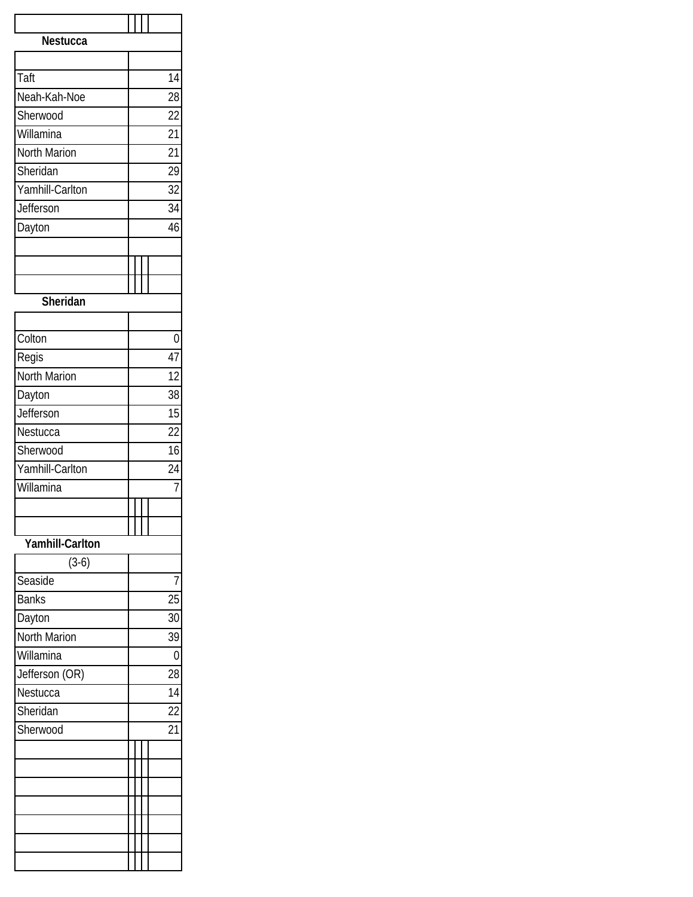**Nestucca**

| | |
|---|---|
| Taft | 14 |
| Neah-Kah-Noe | 28 |
| Sherwood | 22 |
| Willamina | 21 |
| North Marion | 21 |
| Sheridan | 29 |
| Yamhill-Carlton | 32 |
| Jefferson | 34 |
| Dayton | 46 |

**Sheridan**

| | |
|---|---|
| Colton | 0 |
| Regis | 47 |
| North Marion | 12 |
| Dayton | 38 |
| Jefferson | 15 |
| Nestucca | 22 |
| Sherwood | 16 |
| Yamhill-Carlton | 24 |
| Willamina | 7 |

**Yamhill-Carlton**

| (3-6) | |
|---|---|
| Seaside | 7 |
| Banks | 25 |
| Dayton | 30 |
| North Marion | 39 |
| Willamina | 0 |
| Jefferson (OR) | 28 |
| Nestucca | 14 |
| Sheridan | 22 |
| Sherwood | 21 |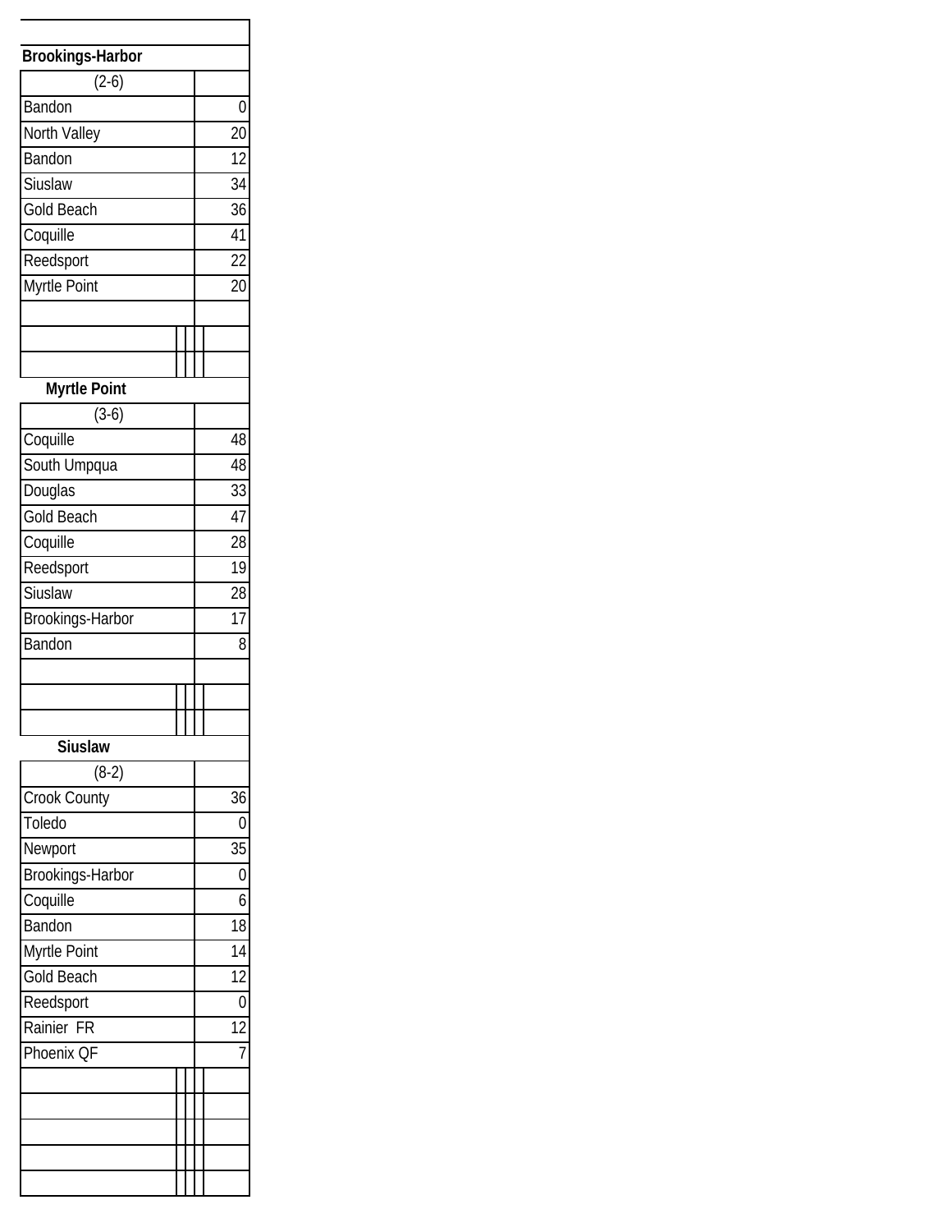| Brookings-Harbor | |
|---|---|
| (2-6) | |
| Bandon | 0 |
| North Valley | 20 |
| Bandon | 12 |
| Siuslaw | 34 |
| Gold Beach | 36 |
| Coquille | 41 |
| Reedsport | 22 |
| Myrtle Point | 20 |

| Myrtle Point | |
|---|---|
| (3-6) | |
| Coquille | 48 |
| South Umpqua | 48 |
| Douglas | 33 |
| Gold Beach | 47 |
| Coquille | 28 |
| Reedsport | 19 |
| Siuslaw | 28 |
| Brookings-Harbor | 17 |
| Bandon | 8 |

| Siuslaw | |
|---|---|
| (8-2) | |
| Crook County | 36 |
| Toledo | 0 |
| Newport | 35 |
| Brookings-Harbor | 0 |
| Coquille | 6 |
| Bandon | 18 |
| Myrtle Point | 14 |
| Gold Beach | 12 |
| Reedsport | 0 |
| Rainier FR | 12 |
| Phoenix QF | 7 |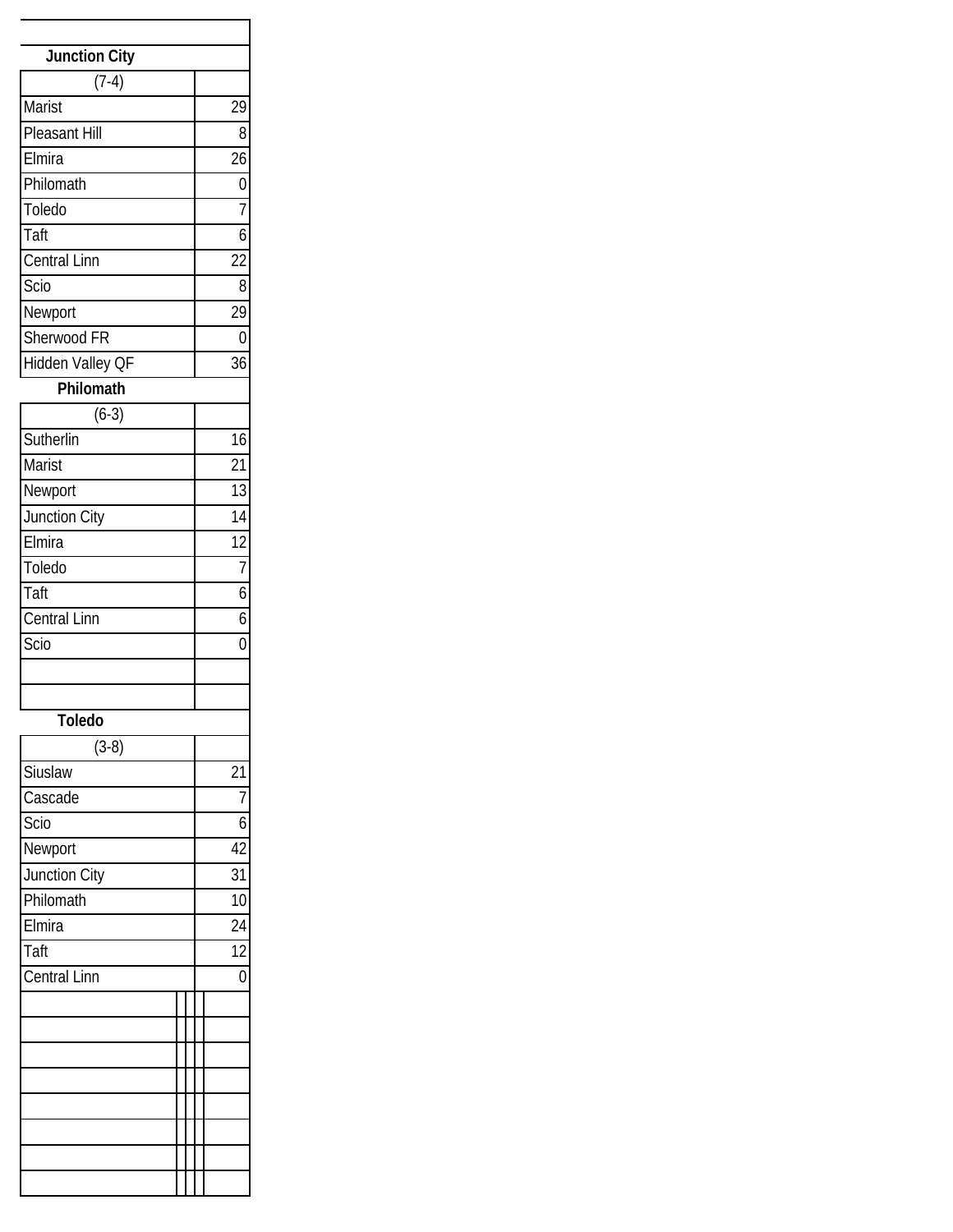**Junction City**

| (7-4) | |
|---|---|
| Marist | 29 |
| Pleasant Hill | 8 |
| Elmira | 26 |
| Philomath | 0 |
| Toledo | 7 |
| Taft | 6 |
| Central Linn | 22 |
| Scio | 8 |
| Newport | 29 |
| Sherwood FR | 0 |
| Hidden Valley QF | 36 |

**Philomath**

| (6-3) | |
|---|---|
| Sutherlin | 16 |
| Marist | 21 |
| Newport | 13 |
| Junction City | 14 |
| Elmira | 12 |
| Toledo | 7 |
| Taft | 6 |
| Central Linn | 6 |
| Scio | 0 |
| | |
| | |

**Toledo**

| (3-8) | |
|---|---|
| Siuslaw | 21 |
| Cascade | 7 |
| Scio | 6 |
| Newport | 42 |
| Junction City | 31 |
| Philomath | 10 |
| Elmira | 24 |
| Taft | 12 |
| Central Linn | 0 |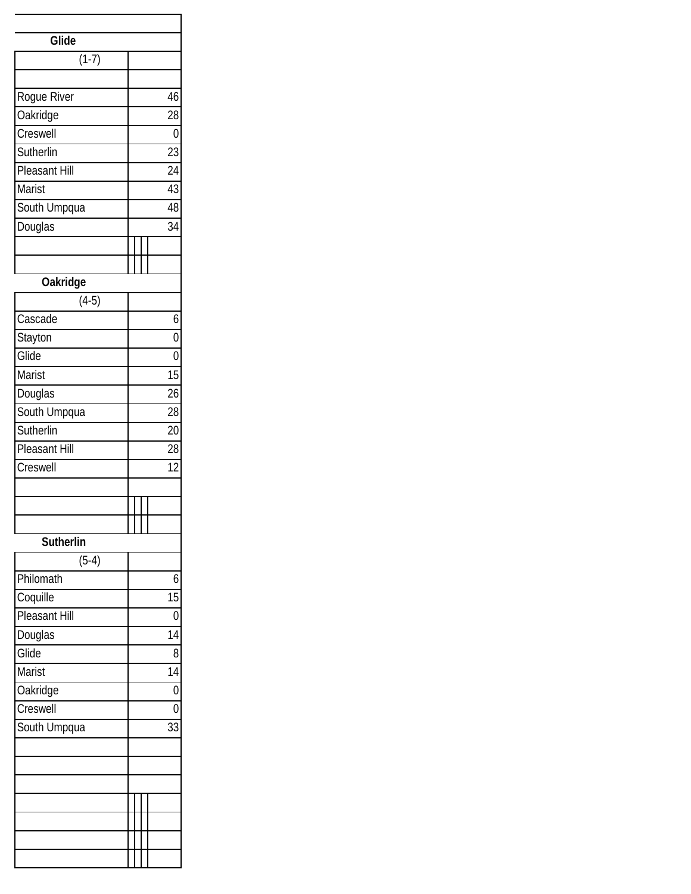| Glide | |
|---|---|
| (1-7) | |
| Rogue River | 46 |
| Oakridge | 28 |
| Creswell | 0 |
| Sutherlin | 23 |
| Pleasant Hill | 24 |
| Marist | 43 |
| South Umpqua | 48 |
| Douglas | 34 |

| Oakridge | |
|---|---|
| (4-5) | |
| Cascade | 6 |
| Stayton | 0 |
| Glide | 0 |
| Marist | 15 |
| Douglas | 26 |
| South Umpqua | 28 |
| Sutherlin | 20 |
| Pleasant Hill | 28 |
| Creswell | 12 |

| Sutherlin | |
|---|---|
| (5-4) | |
| Philomath | 6 |
| Coquille | 15 |
| Pleasant Hill | 0 |
| Douglas | 14 |
| Glide | 8 |
| Marist | 14 |
| Oakridge | 0 |
| Creswell | 0 |
| South Umpqua | 33 |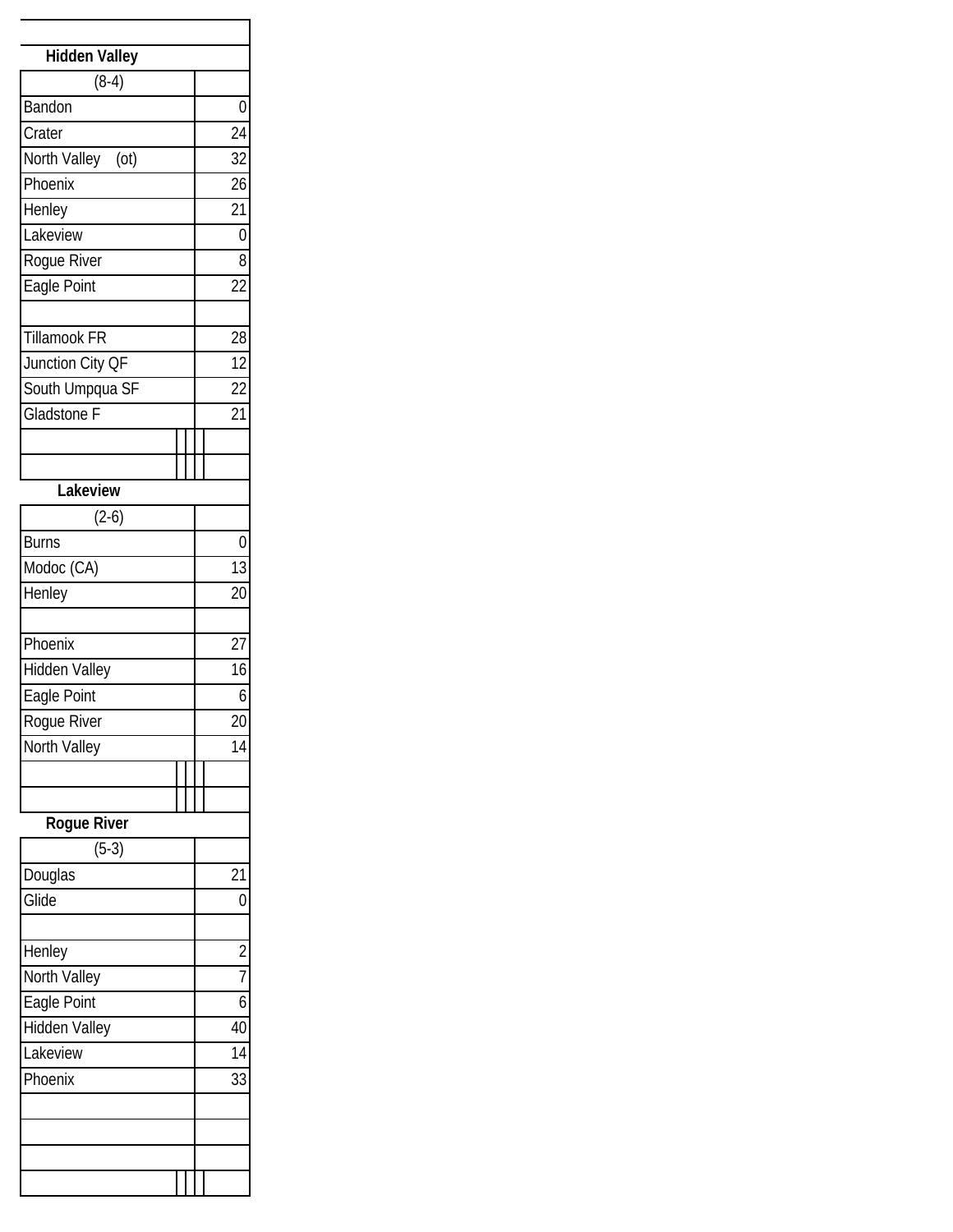## Hidden Valley

| (8-4) | |
|---|---|
| Bandon | 0 |
| Crater | 24 |
| North Valley (ot) | 32 |
| Phoenix | 26 |
| Henley | 21 |
| Lakeview | 0 |
| Rogue River | 8 |
| Eagle Point | 22 |
| | |
| Tillamook FR | 28 |
| Junction City QF | 12 |
| South Umpqua SF | 22 |
| Gladstone F | 21 |

## Lakeview

| (2-6) | |
|---|---|
| Burns | 0 |
| Modoc (CA) | 13 |
| Henley | 20 |
| | |
| Phoenix | 27 |
| Hidden Valley | 16 |
| Eagle Point | 6 |
| Rogue River | 20 |
| North Valley | 14 |

## Rogue River

| (5-3) | |
|---|---|
| Douglas | 21 |
| Glide | 0 |
| | |
| Henley | 2 |
| North Valley | 7 |
| Eagle Point | 6 |
| Hidden Valley | 40 |
| Lakeview | 14 |
| Phoenix | 33 |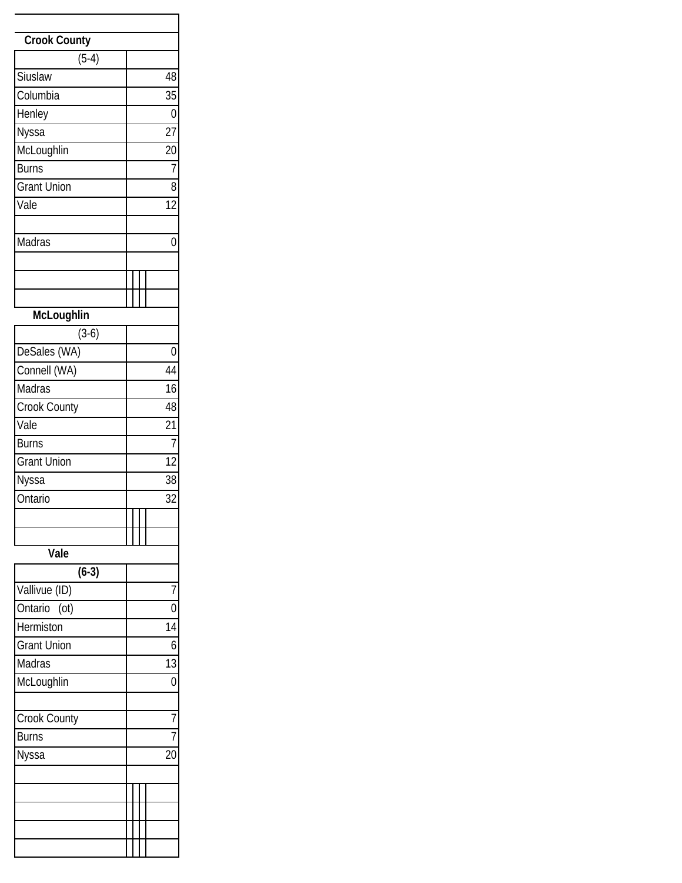**Crook County**

| (5-4) | |
|---|---|
| Siuslaw | 48 |
| Columbia | 35 |
| Henley | 0 |
| Nyssa | 27 |
| McLoughlin | 20 |
| Burns | 7 |
| Grant Union | 8 |
| Vale | 12 |
| | |
| Madras | 0 |

**McLoughlin**

| (3-6) | |
|---|---|
| DeSales (WA) | 0 |
| Connell (WA) | 44 |
| Madras | 16 |
| Crook County | 48 |
| Vale | 21 |
| Burns | 7 |
| Grant Union | 12 |
| Nyssa | 38 |
| Ontario | 32 |

**Vale**

| **(6-3)** | |
|---|---|
| Vallivue (ID) | 7 |
| Ontario (ot) | 0 |
| Hermiston | 14 |
| Grant Union | 6 |
| Madras | 13 |
| McLoughlin | 0 |
| | |
| Crook County | 7 |
| Burns | 7 |
| Nyssa | 20 |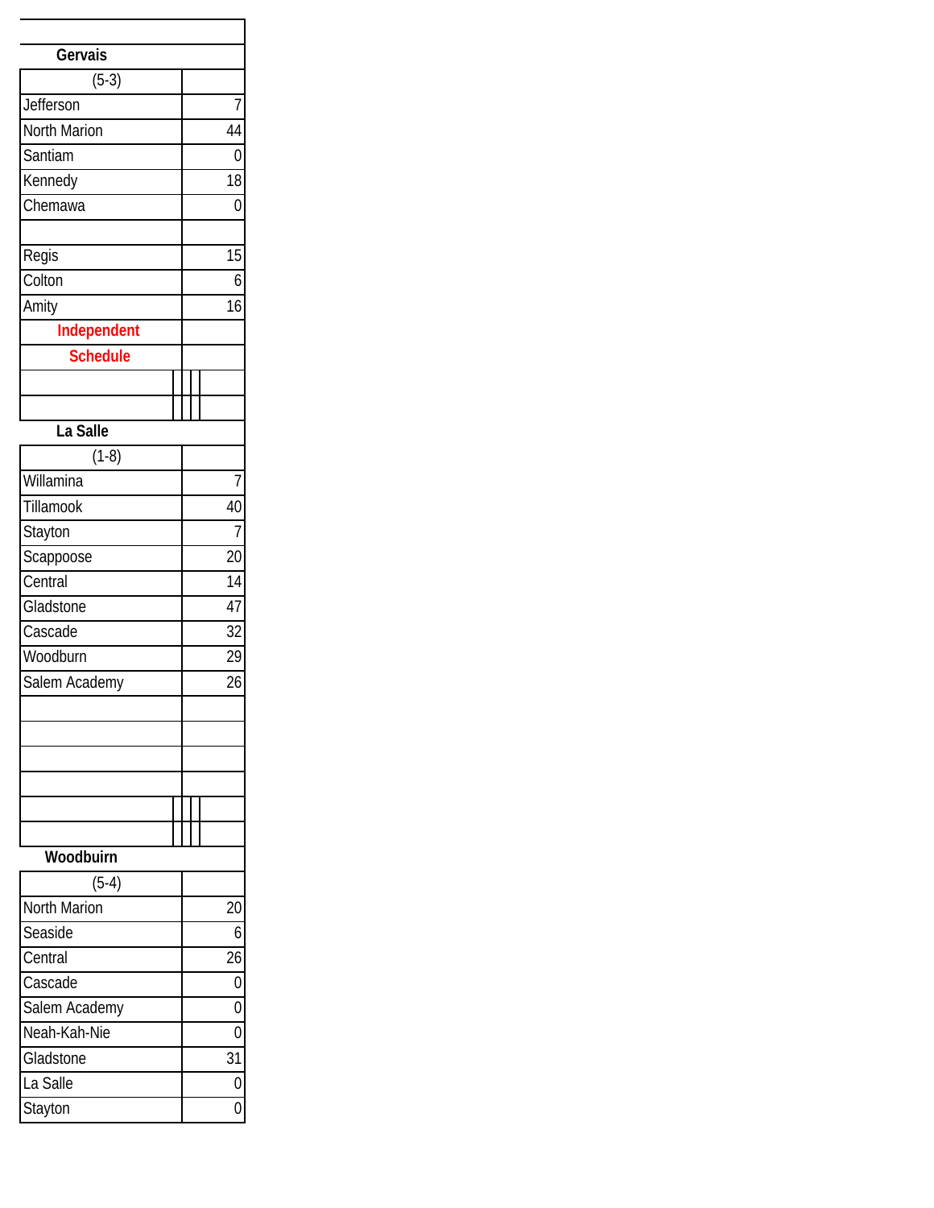**Gervais**

| (5-3) | |
|---|---|
| Jefferson | 7 |
| North Marion | 44 |
| Santiam | 0 |
| Kennedy | 18 |
| Chemawa | 0 |
| | |
| Regis | 15 |
| Colton | 6 |
| Amity | 16 |

**Independent**

**Schedule**

**La Salle**

| (1-8) | |
|---|---|
| Willamina | 7 |
| Tillamook | 40 |
| Stayton | 7 |
| Scappoose | 20 |
| Central | 14 |
| Gladstone | 47 |
| Cascade | 32 |
| Woodburn | 29 |
| Salem Academy | 26 |

**Woodbuirn**

| (5-4) | |
|---|---|
| North Marion | 20 |
| Seaside | 6 |
| Central | 26 |
| Cascade | 0 |
| Salem Academy | 0 |
| Neah-Kah-Nie | 0 |
| Gladstone | 31 |
| La Salle | 0 |
| Stayton | 0 |